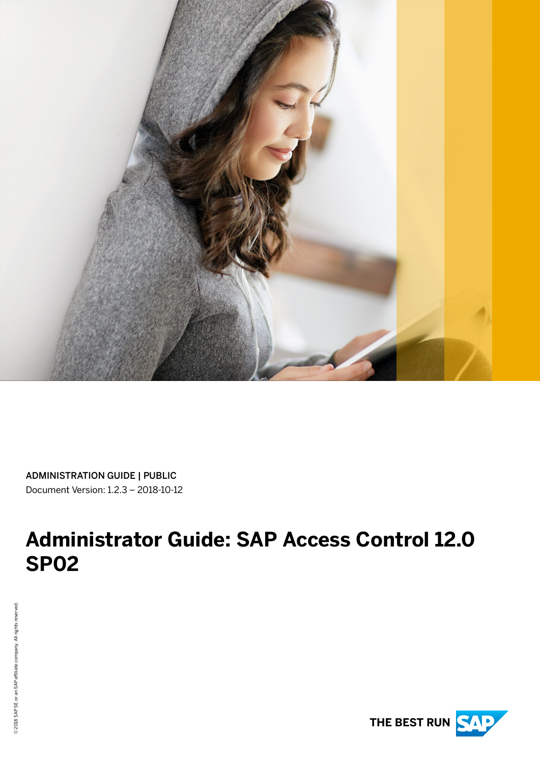ADMINISTRATION GUIDE | PUBLIC

Document Version: 1.2.3 – 2018-10-12

# Administrator Guide: SAP Access Control 12.0 SP02

© 2018 SAP SE or an SAP affiliate company. All rights reserved.

THE BEST RUN SAP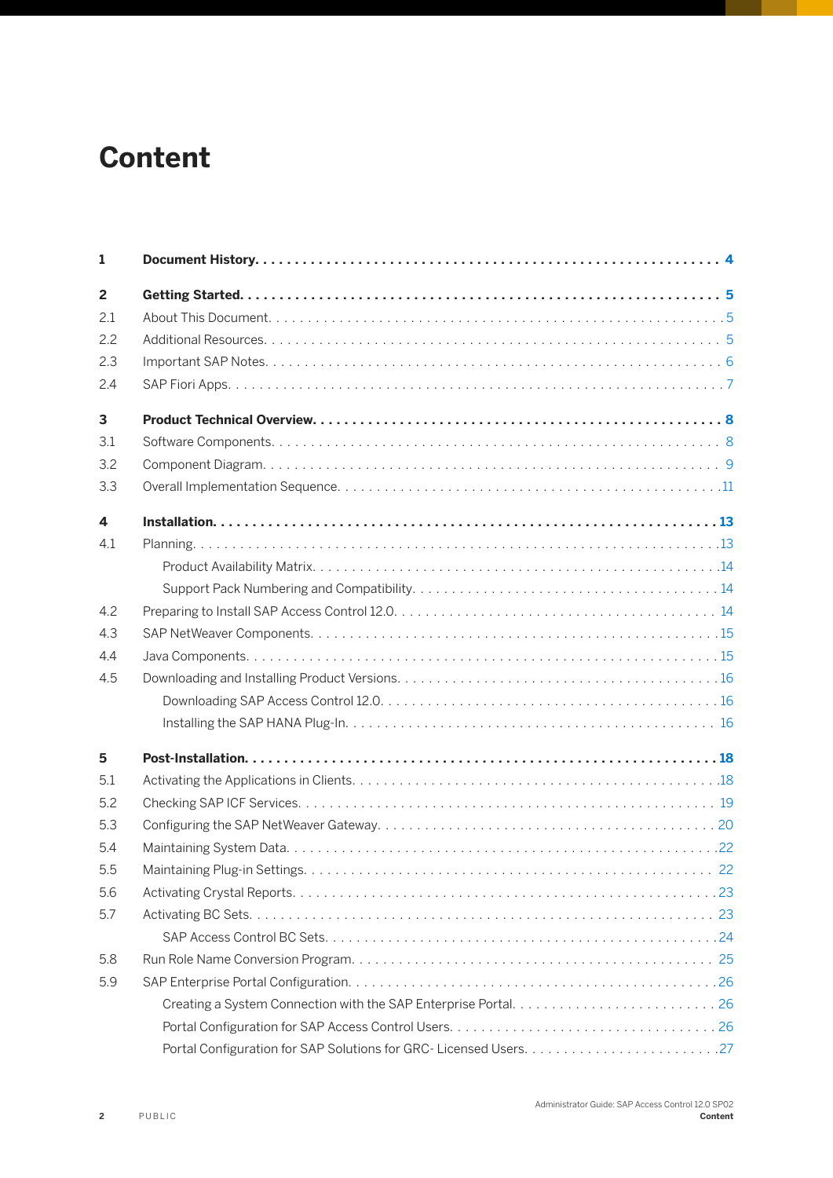# Content

| | | |
|---|---|---|
| **1** | **Document History** | **4** |
| **2** | **Getting Started** | **5** |
| 2.1 | About This Document | 5 |
| 2.2 | Additional Resources | 5 |
| 2.3 | Important SAP Notes | 6 |
| 2.4 | SAP Fiori Apps | 7 |
| **3** | **Product Technical Overview** | **8** |
| 3.1 | Software Components | 8 |
| 3.2 | Component Diagram | 9 |
| 3.3 | Overall Implementation Sequence | 11 |
| **4** | **Installation** | **13** |
| 4.1 | Planning | 13 |
| | Product Availability Matrix | 14 |
| | Support Pack Numbering and Compatibility | 14 |
| 4.2 | Preparing to Install SAP Access Control 12.0 | 14 |
| 4.3 | SAP NetWeaver Components | 15 |
| 4.4 | Java Components | 15 |
| 4.5 | Downloading and Installing Product Versions | 16 |
| | Downloading SAP Access Control 12.0 | 16 |
| | Installing the SAP HANA Plug-In | 16 |
| **5** | **Post-Installation** | **18** |
| 5.1 | Activating the Applications in Clients | 18 |
| 5.2 | Checking SAP ICF Services | 19 |
| 5.3 | Configuring the SAP NetWeaver Gateway | 20 |
| 5.4 | Maintaining System Data | 22 |
| 5.5 | Maintaining Plug-in Settings | 22 |
| 5.6 | Activating Crystal Reports | 23 |
| 5.7 | Activating BC Sets | 23 |
| | SAP Access Control BC Sets | 24 |
| 5.8 | Run Role Name Conversion Program | 25 |
| 5.9 | SAP Enterprise Portal Configuration | 26 |
| | Creating a System Connection with the SAP Enterprise Portal | 26 |
| | Portal Configuration for SAP Access Control Users | 26 |
| | Portal Configuration for SAP Solutions for GRC- Licensed Users | 27 |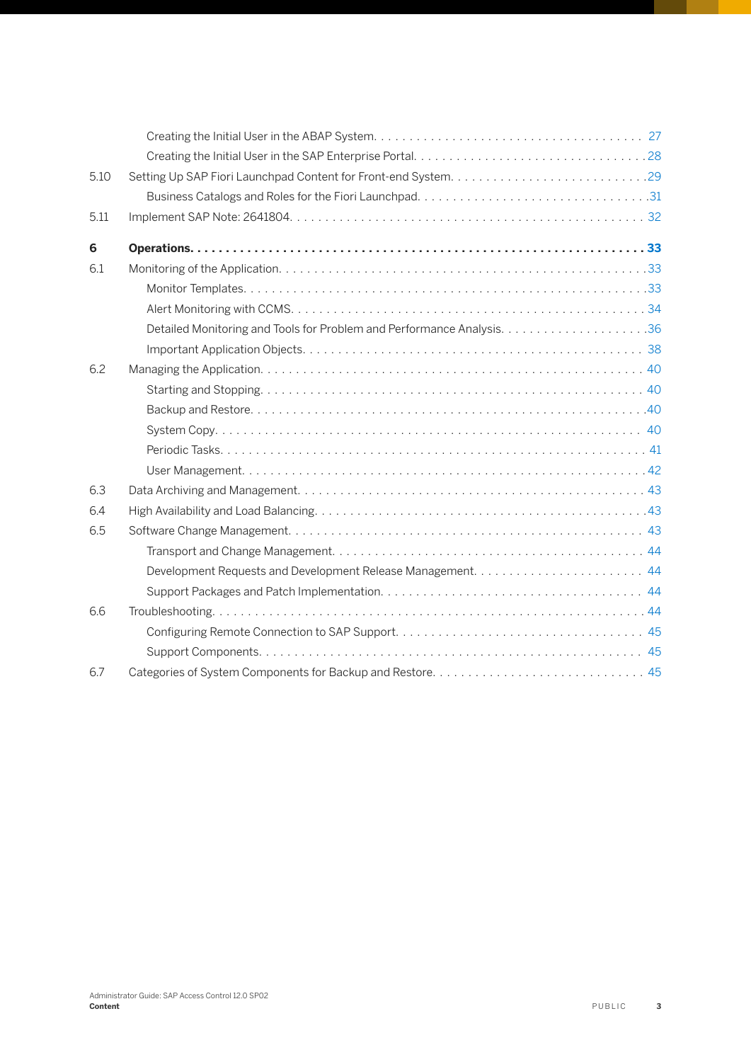Creating the Initial User in the ABAP System. . . . . . . . . . . . . . . . . . . . . . . . . . . . . . . . . . . . . . 27

Creating the Initial User in the SAP Enterprise Portal. . . . . . . . . . . . . . . . . . . . . . . . . . . . . . . . . 28

5.10 Setting Up SAP Fiori Launchpad Content for Front-end System. . . . . . . . . . . . . . . . . . . . . . . . . . 29

Business Catalogs and Roles for the Fiori Launchpad. . . . . . . . . . . . . . . . . . . . . . . . . . . . . . . . 31

5.11 Implement SAP Note: 2641804. . . . . . . . . . . . . . . . . . . . . . . . . . . . . . . . . . . . . . . . . . . . . . . 32

**6 Operations. . . . . . . . . . . . . . . . . . . . . . . . . . . . . . . . . . . . . . . . . . . . . . . . . . . . . . . . . . . . 33**

6.1 Monitoring of the Application. . . . . . . . . . . . . . . . . . . . . . . . . . . . . . . . . . . . . . . . . . . . . . . . 33

Monitor Templates. . . . . . . . . . . . . . . . . . . . . . . . . . . . . . . . . . . . . . . . . . . . . . . . . . . . . . . 33

Alert Monitoring with CCMS. . . . . . . . . . . . . . . . . . . . . . . . . . . . . . . . . . . . . . . . . . . . . . . . . 34

Detailed Monitoring and Tools for Problem and Performance Analysis. . . . . . . . . . . . . . . . . . . . . 36

Important Application Objects. . . . . . . . . . . . . . . . . . . . . . . . . . . . . . . . . . . . . . . . . . . . . . . 38

6.2 Managing the Application. . . . . . . . . . . . . . . . . . . . . . . . . . . . . . . . . . . . . . . . . . . . . . . . . . 40

Starting and Stopping. . . . . . . . . . . . . . . . . . . . . . . . . . . . . . . . . . . . . . . . . . . . . . . . . . . . . 40

Backup and Restore. . . . . . . . . . . . . . . . . . . . . . . . . . . . . . . . . . . . . . . . . . . . . . . . . . . . . . 40

System Copy. . . . . . . . . . . . . . . . . . . . . . . . . . . . . . . . . . . . . . . . . . . . . . . . . . . . . . . . . . . 40

Periodic Tasks. . . . . . . . . . . . . . . . . . . . . . . . . . . . . . . . . . . . . . . . . . . . . . . . . . . . . . . . . . 41

User Management. . . . . . . . . . . . . . . . . . . . . . . . . . . . . . . . . . . . . . . . . . . . . . . . . . . . . . . 42

6.3 Data Archiving and Management. . . . . . . . . . . . . . . . . . . . . . . . . . . . . . . . . . . . . . . . . . . . . . 43

6.4 High Availability and Load Balancing. . . . . . . . . . . . . . . . . . . . . . . . . . . . . . . . . . . . . . . . . . . 43

6.5 Software Change Management. . . . . . . . . . . . . . . . . . . . . . . . . . . . . . . . . . . . . . . . . . . . . . . 43

Transport and Change Management. . . . . . . . . . . . . . . . . . . . . . . . . . . . . . . . . . . . . . . . . . . 44

Development Requests and Development Release Management. . . . . . . . . . . . . . . . . . . . . . . . 44

Support Packages and Patch Implementation. . . . . . . . . . . . . . . . . . . . . . . . . . . . . . . . . . . . . 44

6.6 Troubleshooting. . . . . . . . . . . . . . . . . . . . . . . . . . . . . . . . . . . . . . . . . . . . . . . . . . . . . . . . . 44

Configuring Remote Connection to SAP Support. . . . . . . . . . . . . . . . . . . . . . . . . . . . . . . . . . . 45

Support Components. . . . . . . . . . . . . . . . . . . . . . . . . . . . . . . . . . . . . . . . . . . . . . . . . . . . . 45

6.7 Categories of System Components for Backup and Restore. . . . . . . . . . . . . . . . . . . . . . . . . . . . 45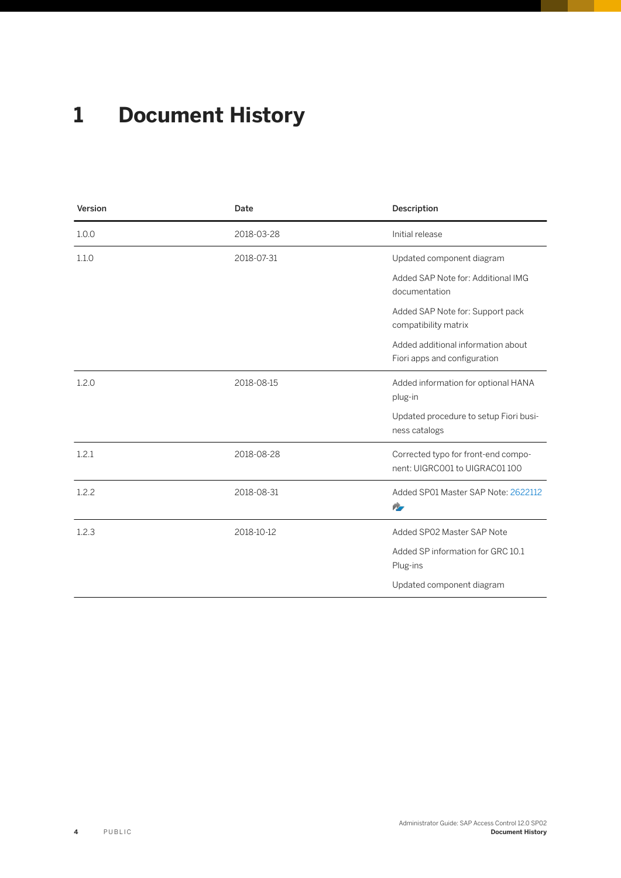# 1 Document History

| Version | Date | Description |
|---|---|---|
| 1.0.0 | 2018-03-28 | Initial release |
| 1.1.0 | 2018-07-31 | Updated component diagram<br><br>Added SAP Note for: Additional IMG documentation<br><br>Added SAP Note for: Support pack compatibility matrix<br><br>Added additional information about Fiori apps and configuration |
| 1.2.0 | 2018-08-15 | Added information for optional HANA plug-in<br><br>Updated procedure to setup Fiori business catalogs |
| 1.2.1 | 2018-08-28 | Corrected typo for front-end component: UIGRC001 to UIGRAC01 100 |
| 1.2.2 | 2018-08-31 | Added SP01 Master SAP Note: 2622112 |
| 1.2.3 | 2018-10-12 | Added SP02 Master SAP Note<br><br>Added SP information for GRC 10.1 Plug-ins<br><br>Updated component diagram |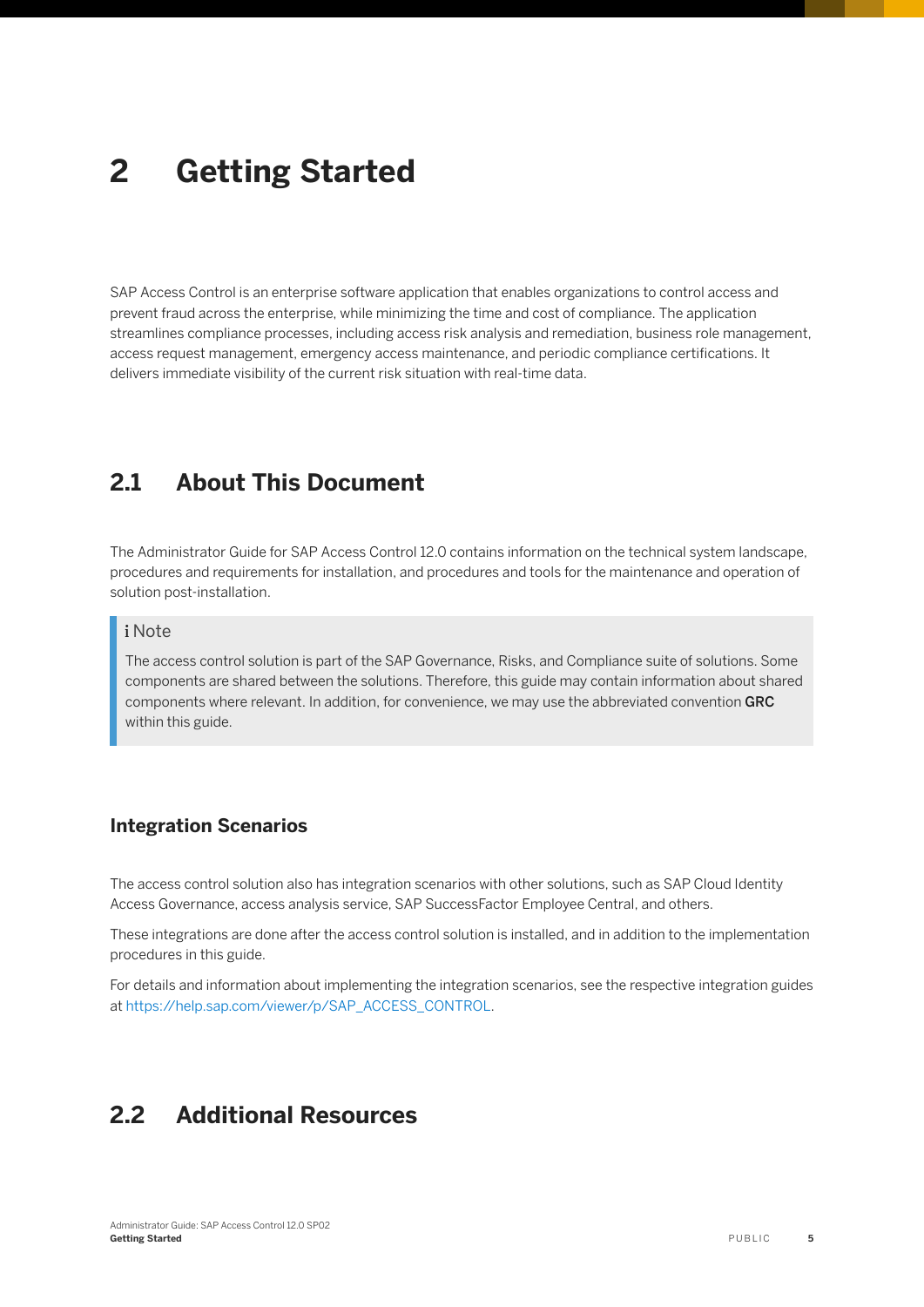# 2 Getting Started

SAP Access Control is an enterprise software application that enables organizations to control access and prevent fraud across the enterprise, while minimizing the time and cost of compliance. The application streamlines compliance processes, including access risk analysis and remediation, business role management, access request management, emergency access maintenance, and periodic compliance certifications. It delivers immediate visibility of the current risk situation with real-time data.

## 2.1 About This Document

The Administrator Guide for SAP Access Control 12.0 contains information on the technical system landscape, procedures and requirements for installation, and procedures and tools for the maintenance and operation of solution post-installation.

> **Note**
>
> The access control solution is part of the SAP Governance, Risks, and Compliance suite of solutions. Some components are shared between the solutions. Therefore, this guide may contain information about shared components where relevant. In addition, for convenience, we may use the abbreviated convention **GRC** within this guide.

### Integration Scenarios

The access control solution also has integration scenarios with other solutions, such as SAP Cloud Identity Access Governance, access analysis service, SAP SuccessFactor Employee Central, and others.

These integrations are done after the access control solution is installed, and in addition to the implementation procedures in this guide.

For details and information about implementing the integration scenarios, see the respective integration guides at https://help.sap.com/viewer/p/SAP_ACCESS_CONTROL.

## 2.2 Additional Resources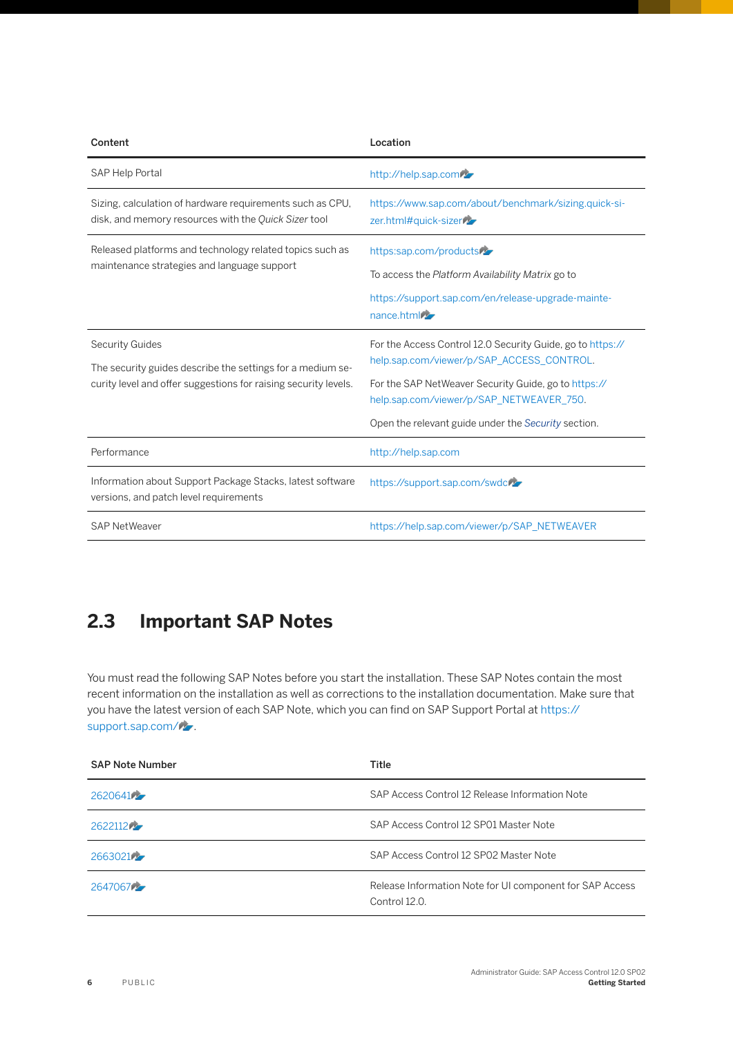| Content | Location |
|---|---|
| SAP Help Portal | http://help.sap.com |
| Sizing, calculation of hardware requirements such as CPU, disk, and memory resources with the *Quick Sizer* tool | https://www.sap.com/about/benchmark/sizing.quick-sizer.html#quick-sizer |
| Released platforms and technology related topics such as maintenance strategies and language support | https:sap.com/products<br><br>To access the *Platform Availability Matrix* go to<br><br>https://support.sap.com/en/release-upgrade-maintenance.html |
| Security Guides<br><br>The security guides describe the settings for a medium security level and offer suggestions for raising security levels. | For the Access Control 12.0 Security Guide, go to https://help.sap.com/viewer/p/SAP_ACCESS_CONTROL.<br><br>For the SAP NetWeaver Security Guide, go to https://help.sap.com/viewer/p/SAP_NETWEAVER_750.<br><br>Open the relevant guide under the *Security* section. |
| Performance | http://help.sap.com |
| Information about Support Package Stacks, latest software versions, and patch level requirements | https://support.sap.com/swdc |
| SAP NetWeaver | https://help.sap.com/viewer/p/SAP_NETWEAVER |

## 2.3 Important SAP Notes

You must read the following SAP Notes before you start the installation. These SAP Notes contain the most recent information on the installation as well as corrections to the installation documentation. Make sure that you have the latest version of each SAP Note, which you can find on SAP Support Portal at https://support.sap.com/.

| SAP Note Number | Title |
|---|---|
| 2620641 | SAP Access Control 12 Release Information Note |
| 2622112 | SAP Access Control 12 SP01 Master Note |
| 2663021 | SAP Access Control 12 SP02 Master Note |
| 2647067 | Release Information Note for UI component for SAP Access Control 12.0. |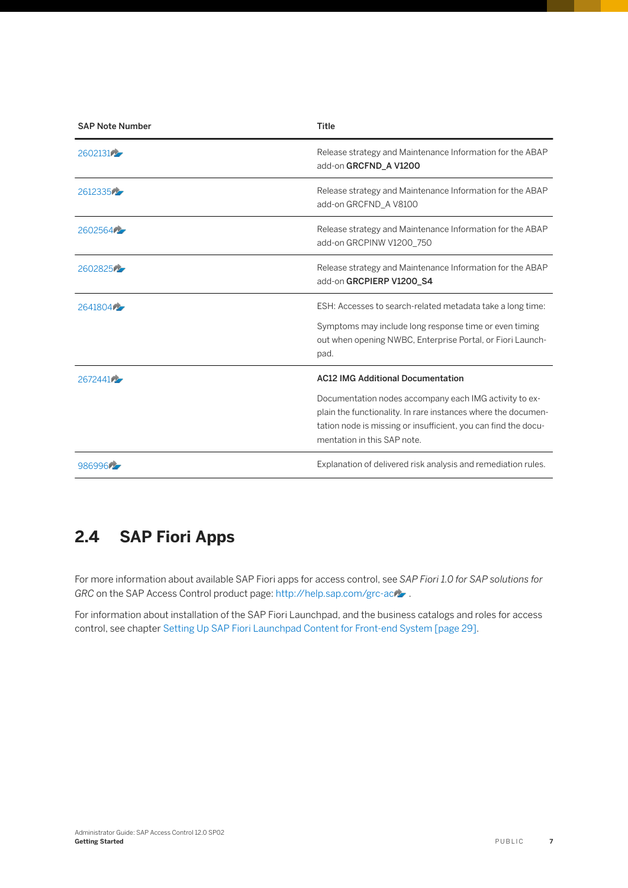| SAP Note Number | Title |
| --- | --- |
| 2602131 | Release strategy and Maintenance Information for the ABAP add-on **GRCFND_A V1200** |
| 2612335 | Release strategy and Maintenance Information for the ABAP add-on GRCFND_A V8100 |
| 2602564 | Release strategy and Maintenance Information for the ABAP add-on GRCPINW V1200_750 |
| 2602825 | Release strategy and Maintenance Information for the ABAP add-on **GRCPIERP V1200_S4** |
| 2641804 | ESH: Accesses to search-related metadata take a long time:<br><br>Symptoms may include long response time or even timing out when opening NWBC, Enterprise Portal, or Fiori Launchpad. |
| 2672441 | **AC12 IMG Additional Documentation**<br><br>Documentation nodes accompany each IMG activity to explain the functionality. In rare instances where the documentation node is missing or insufficient, you can find the documentation in this SAP note. |
| 986996 | Explanation of delivered risk analysis and remediation rules. |

## 2.4 SAP Fiori Apps

For more information about available SAP Fiori apps for access control, see *SAP Fiori 1.0 for SAP solutions for GRC* on the SAP Access Control product page: http://help.sap.com/grc-ac .

For information about installation of the SAP Fiori Launchpad, and the business catalogs and roles for access control, see chapter Setting Up SAP Fiori Launchpad Content for Front-end System [page 29].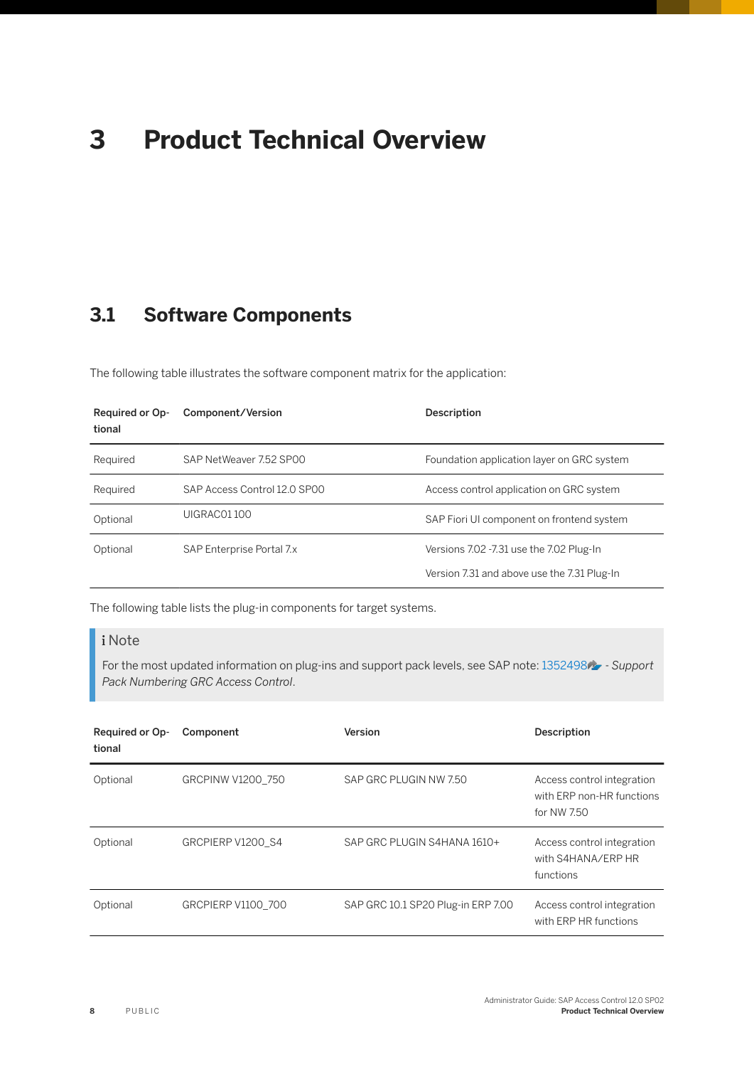# 3 Product Technical Overview

## 3.1 Software Components

The following table illustrates the software component matrix for the application:

| Required or Optional | Component/Version | Description |
|---|---|---|
| Required | SAP NetWeaver 7.52 SP00 | Foundation application layer on GRC system |
| Required | SAP Access Control 12.0 SP00 | Access control application on GRC system |
| Optional | UIGRAC01 100 | SAP Fiori UI component on frontend system |
| Optional | SAP Enterprise Portal 7.x | Versions 7.02 -7.31 use the 7.02 Plug-In<br>Version 7.31 and above use the 7.31 Plug-In |

The following table lists the plug-in components for target systems.

> **Note**
>
> For the most updated information on plug-ins and support pack levels, see SAP note: 1352498 - *Support Pack Numbering GRC Access Control*.

| Required or Optional | Component | Version | Description |
|---|---|---|---|
| Optional | GRCPINW V1200_750 | SAP GRC PLUGIN NW 7.50 | Access control integration with ERP non-HR functions for NW 7.50 |
| Optional | GRCPIERP V1200_S4 | SAP GRC PLUGIN S4HANA 1610+ | Access control integration with S4HANA/ERP HR functions |
| Optional | GRCPIERP V1100_700 | SAP GRC 10.1 SP20 Plug-in ERP 7.00 | Access control integration with ERP HR functions |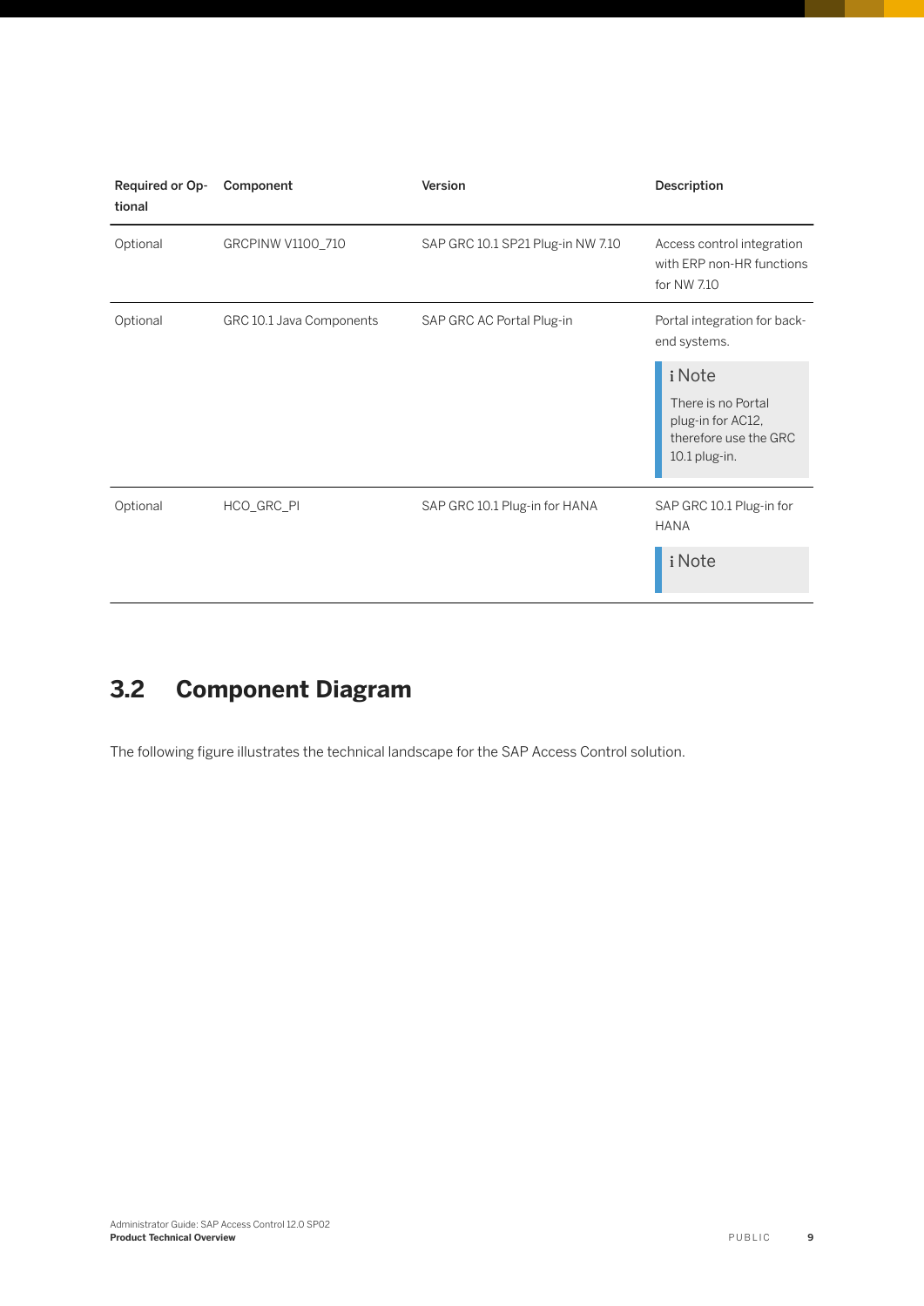| Required or Optional | Component | Version | Description |
|---|---|---|---|
| Optional | GRCPINW V1100_710 | SAP GRC 10.1 SP21 Plug-in NW 7.10 | Access control integration with ERP non-HR functions for NW 7.10 |
| Optional | GRC 10.1 Java Components | SAP GRC AC Portal Plug-in | Portal integration for back-end systems. <br><br> **Note** <br> There is no Portal plug-in for AC12, therefore use the GRC 10.1 plug-in. |
| Optional | HCO_GRC_PI | SAP GRC 10.1 Plug-in for HANA | SAP GRC 10.1 Plug-in for HANA <br><br> **Note** |

## 3.2 Component Diagram

The following figure illustrates the technical landscape for the SAP Access Control solution.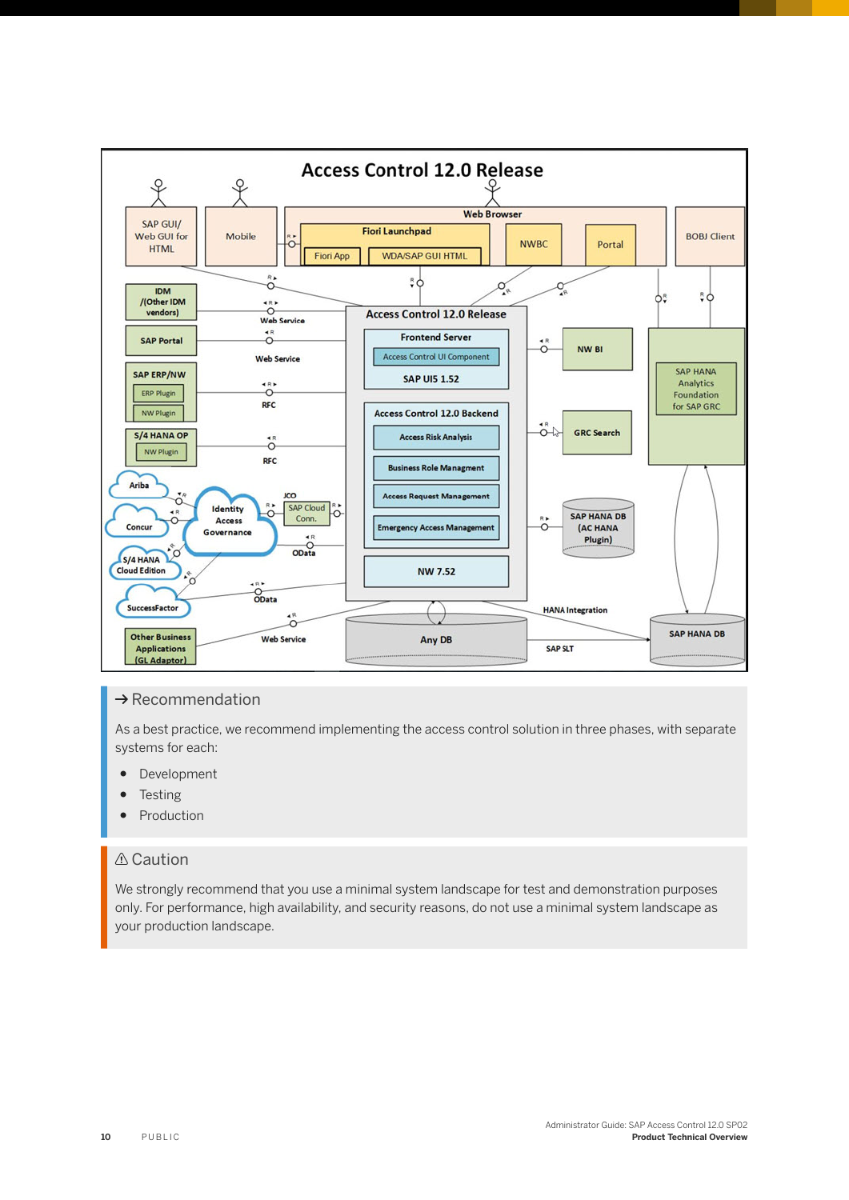→ Recommendation

As a best practice, we recommend implementing the access control solution in three phases, with separate systems for each:

- Development
- Testing
- Production

⚠ Caution

We strongly recommend that you use a minimal system landscape for test and demonstration purposes only. For performance, high availability, and security reasons, do not use a minimal system landscape as your production landscape.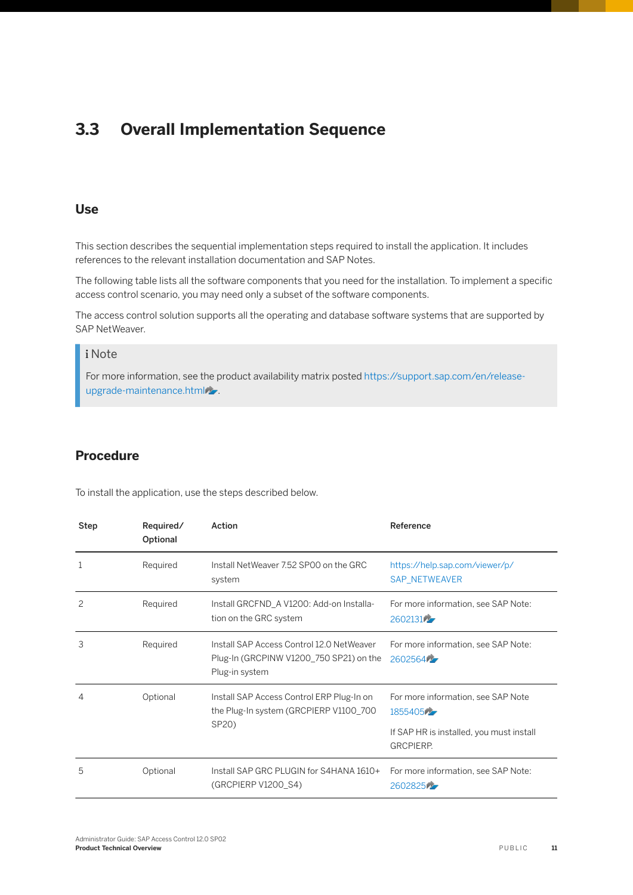## 3.3 Overall Implementation Sequence

### Use

This section describes the sequential implementation steps required to install the application. It includes references to the relevant installation documentation and SAP Notes.

The following table lists all the software components that you need for the installation. To implement a specific access control scenario, you may need only a subset of the software components.

The access control solution supports all the operating and database software systems that are supported by SAP NetWeaver.

> **Note**
>
> For more information, see the product availability matrix posted https://support.sap.com/en/release-upgrade-maintenance.html.

### Procedure

To install the application, use the steps described below.

| Step | Required/ Optional | Action | Reference |
|---|---|---|---|
| 1 | Required | Install NetWeaver 7.52 SP00 on the GRC system | https://help.sap.com/viewer/p/SAP_NETWEAVER |
| 2 | Required | Install GRCFND_A V1200: Add-on Installation on the GRC system | For more information, see SAP Note: 2602131 |
| 3 | Required | Install SAP Access Control 12.0 NetWeaver Plug-In (GRCPINW V1200_750 SP21) on the Plug-in system | For more information, see SAP Note: 2602564 |
| 4 | Optional | Install SAP Access Control ERP Plug-In on the Plug-In system (GRCPIERP V1100_700 SP20) | For more information, see SAP Note 1855405<br><br>If SAP HR is installed, you must install GRCPIERP. |
| 5 | Optional | Install SAP GRC PLUGIN for S4HANA 1610+ (GRCPIERP V1200_S4) | For more information, see SAP Note: 2602825 |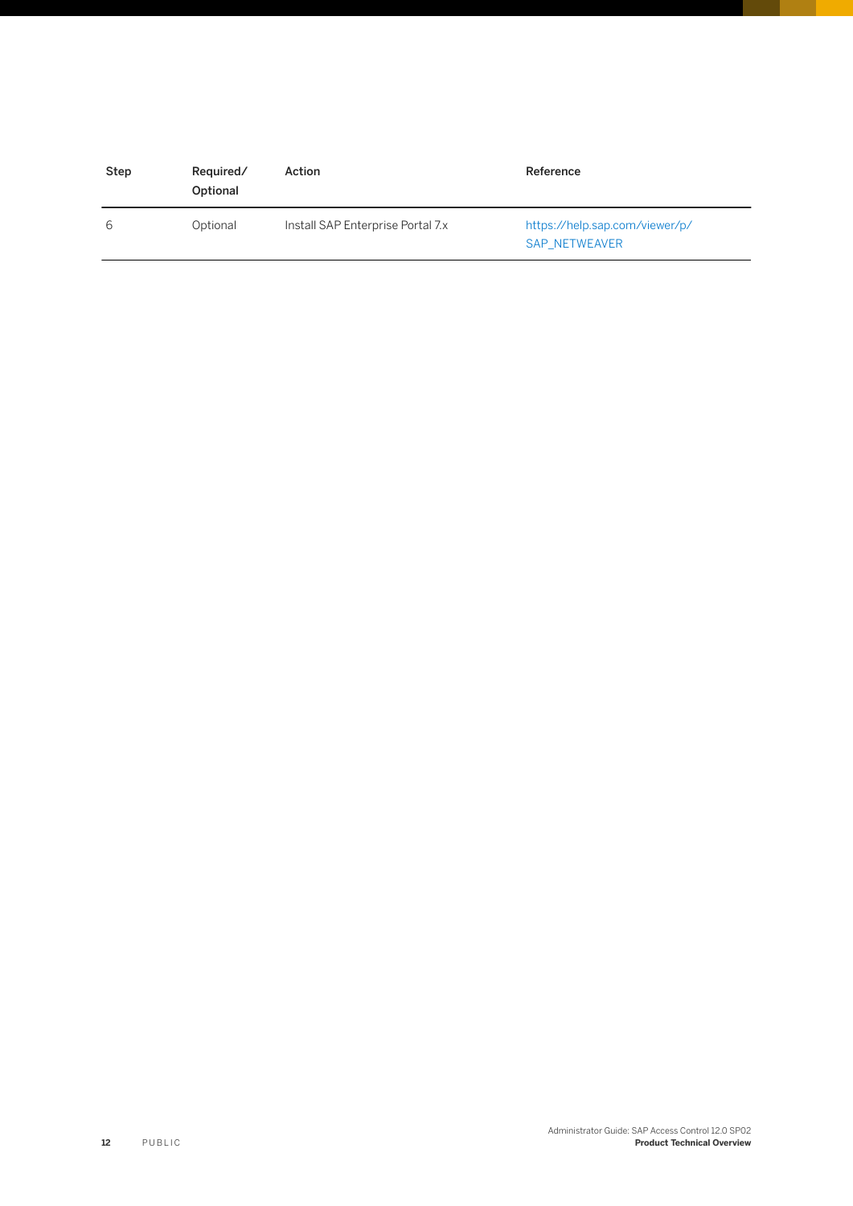| Step | Required/ Optional | Action | Reference |
|---|---|---|---|
| 6 | Optional | Install SAP Enterprise Portal 7.x | https://help.sap.com/viewer/p/SAP_NETWEAVER |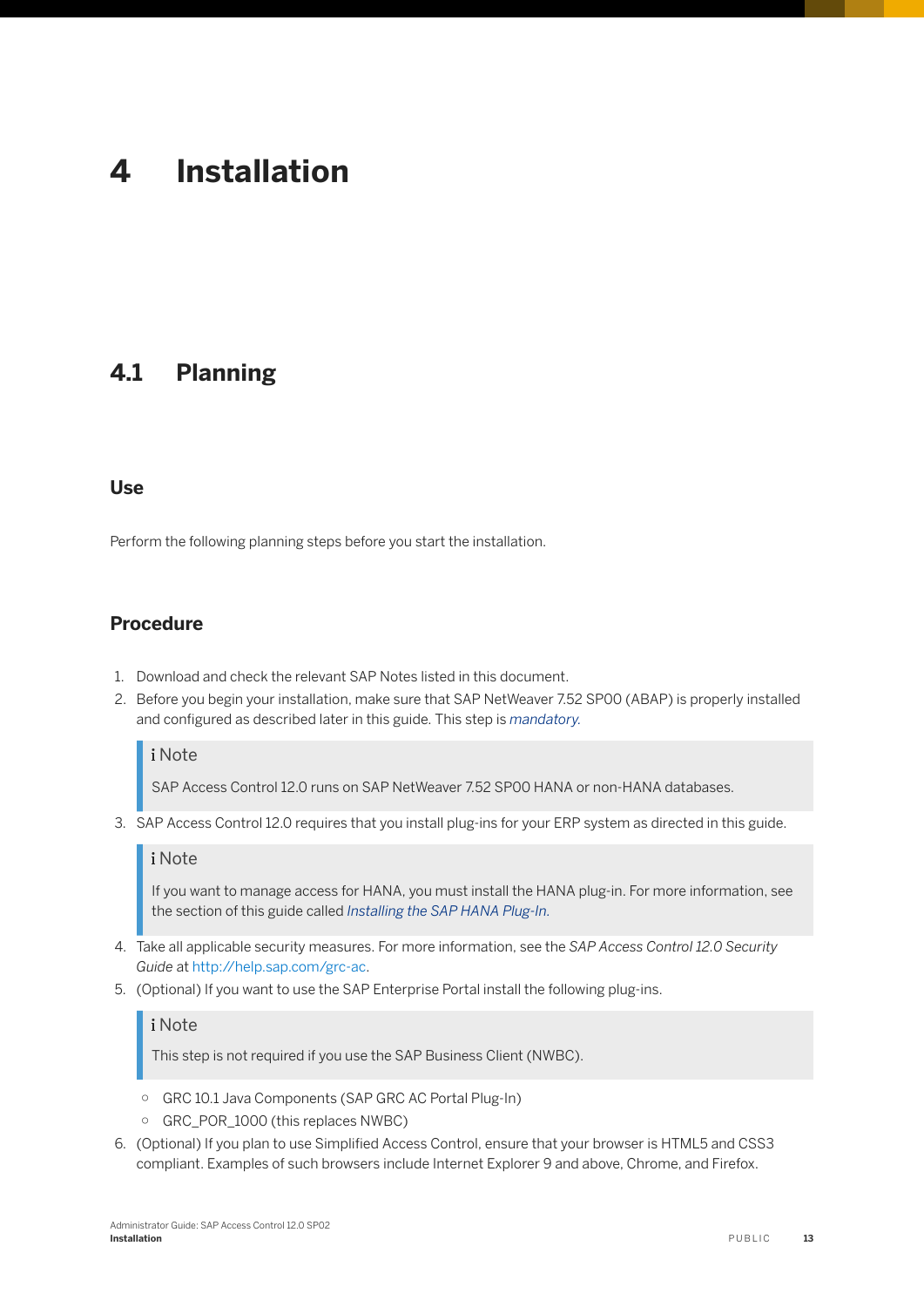# 4 Installation

## 4.1 Planning

### Use

Perform the following planning steps before you start the installation.

### Procedure

1. Download and check the relevant SAP Notes listed in this document.
2. Before you begin your installation, make sure that SAP NetWeaver 7.52 SP00 (ABAP) is properly installed and configured as described later in this guide. This step is *mandatory*.

   > **Note**
   >
   > SAP Access Control 12.0 runs on SAP NetWeaver 7.52 SP00 HANA or non-HANA databases.

3. SAP Access Control 12.0 requires that you install plug-ins for your ERP system as directed in this guide.

   > **Note**
   >
   > If you want to manage access for HANA, you must install the HANA plug-in. For more information, see the section of this guide called *Installing the SAP HANA Plug-In*.

4. Take all applicable security measures. For more information, see the *SAP Access Control 12.0 Security Guide* at http://help.sap.com/grc-ac.
5. (Optional) If you want to use the SAP Enterprise Portal install the following plug-ins.

   > **Note**
   >
   > This step is not required if you use the SAP Business Client (NWBC).

   - GRC 10.1 Java Components (SAP GRC AC Portal Plug-In)
   - GRC_POR_1000 (this replaces NWBC)
6. (Optional) If you plan to use Simplified Access Control, ensure that your browser is HTML5 and CSS3 compliant. Examples of such browsers include Internet Explorer 9 and above, Chrome, and Firefox.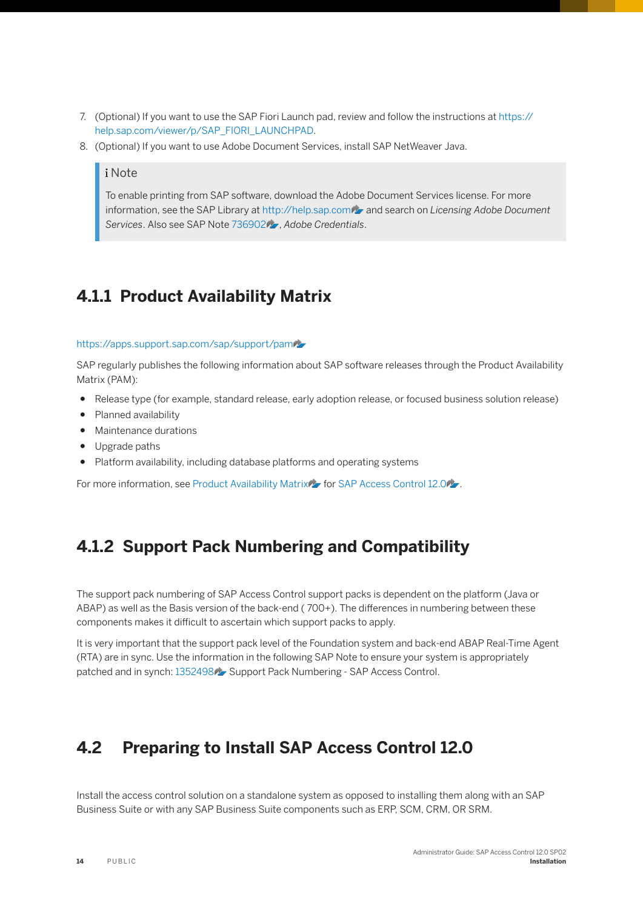7. (Optional) If you want to use the SAP Fiori Launch pad, review and follow the instructions at https://help.sap.com/viewer/p/SAP_FIORI_LAUNCHPAD.
8. (Optional) If you want to use Adobe Document Services, install SAP NetWeaver Java.

> **Note**
>
> To enable printing from SAP software, download the Adobe Document Services license. For more information, see the SAP Library at http://help.sap.com and search on *Licensing Adobe Document Services*. Also see SAP Note 736902, *Adobe Credentials*.

### 4.1.1 Product Availability Matrix

https://apps.support.sap.com/sap/support/pam

SAP regularly publishes the following information about SAP software releases through the Product Availability Matrix (PAM):

- Release type (for example, standard release, early adoption release, or focused business solution release)
- Planned availability
- Maintenance durations
- Upgrade paths
- Platform availability, including database platforms and operating systems

For more information, see Product Availability Matrix for SAP Access Control 12.0.

### 4.1.2 Support Pack Numbering and Compatibility

The support pack numbering of SAP Access Control support packs is dependent on the platform (Java or ABAP) as well as the Basis version of the back-end ( 700+). The differences in numbering between these components makes it difficult to ascertain which support packs to apply.

It is very important that the support pack level of the Foundation system and back-end ABAP Real-Time Agent (RTA) are in sync. Use the information in the following SAP Note to ensure your system is appropriately patched and in synch: 1352498 Support Pack Numbering - SAP Access Control.

## 4.2 Preparing to Install SAP Access Control 12.0

Install the access control solution on a standalone system as opposed to installing them along with an SAP Business Suite or with any SAP Business Suite components such as ERP, SCM, CRM, OR SRM.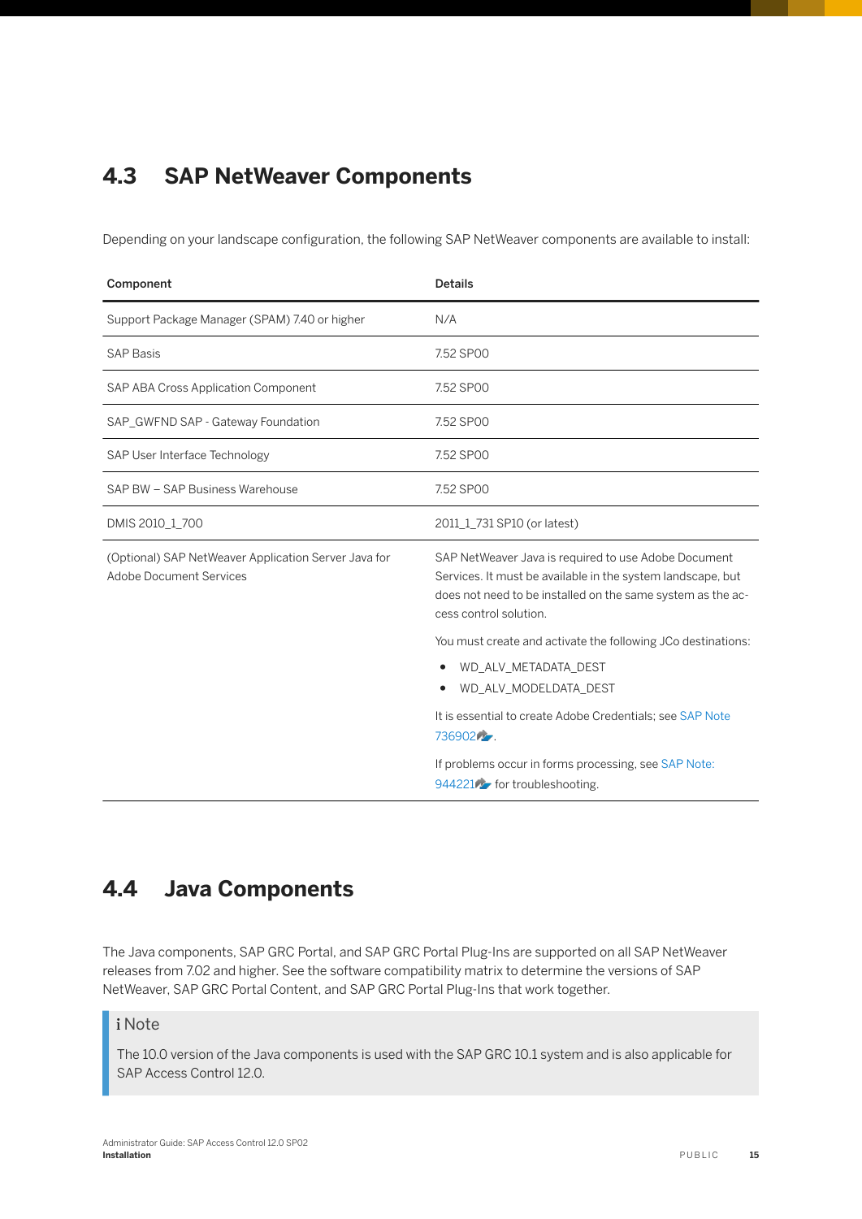## 4.3 SAP NetWeaver Components

Depending on your landscape configuration, the following SAP NetWeaver components are available to install:

| Component | Details |
| --- | --- |
| Support Package Manager (SPAM) 7.40 or higher | N/A |
| SAP Basis | 7.52 SP00 |
| SAP ABA Cross Application Component | 7.52 SP00 |
| SAP_GWFND SAP - Gateway Foundation | 7.52 SP00 |
| SAP User Interface Technology | 7.52 SP00 |
| SAP BW – SAP Business Warehouse | 7.52 SP00 |
| DMIS 2010_1_700 | 2011_1_731 SP10 (or latest) |
| (Optional) SAP NetWeaver Application Server Java for Adobe Document Services | SAP NetWeaver Java is required to use Adobe Document Services. It must be available in the system landscape, but does not need to be installed on the same system as the access control solution.<br><br>You must create and activate the following JCo destinations:<br>• WD_ALV_METADATA_DEST<br>• WD_ALV_MODELDATA_DEST<br><br>It is essential to create Adobe Credentials; see SAP Note 736902.<br><br>If problems occur in forms processing, see SAP Note: 944221 for troubleshooting. |

## 4.4 Java Components

The Java components, SAP GRC Portal, and SAP GRC Portal Plug-Ins are supported on all SAP NetWeaver releases from 7.02 and higher. See the software compatibility matrix to determine the versions of SAP NetWeaver, SAP GRC Portal Content, and SAP GRC Portal Plug-Ins that work together.

> **Note**
>
> The 10.0 version of the Java components is used with the SAP GRC 10.1 system and is also applicable for SAP Access Control 12.0.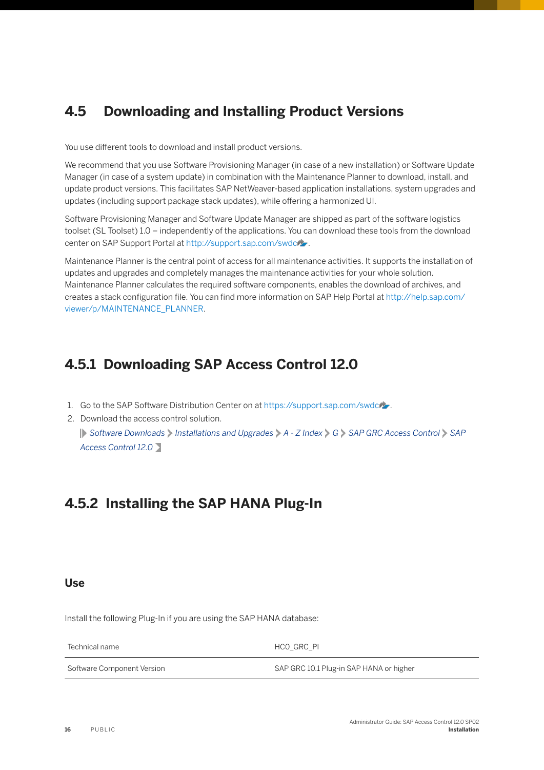## 4.5 Downloading and Installing Product Versions

You use different tools to download and install product versions.

We recommend that you use Software Provisioning Manager (in case of a new installation) or Software Update Manager (in case of a system update) in combination with the Maintenance Planner to download, install, and update product versions. This facilitates SAP NetWeaver-based application installations, system upgrades and updates (including support package stack updates), while offering a harmonized UI.

Software Provisioning Manager and Software Update Manager are shipped as part of the software logistics toolset (SL Toolset) 1.0 – independently of the applications. You can download these tools from the download center on SAP Support Portal at http://support.sap.com/swdc.

Maintenance Planner is the central point of access for all maintenance activities. It supports the installation of updates and upgrades and completely manages the maintenance activities for your whole solution. Maintenance Planner calculates the required software components, enables the download of archives, and creates a stack configuration file. You can find more information on SAP Help Portal at http://help.sap.com/viewer/p/MAINTENANCE_PLANNER.

### 4.5.1 Downloading SAP Access Control 12.0

1. Go to the SAP Software Distribution Center on at https://support.sap.com/swdc.
2. Download the access control solution.
   *Software Downloads* > *Installations and Upgrades* > *A - Z Index* > *G* > *SAP GRC Access Control* > *SAP Access Control 12.0*

### 4.5.2 Installing the SAP HANA Plug-In

#### Use

Install the following Plug-In if you are using the SAP HANA database:

| Technical name | HCO_GRC_PI |
|---|---|
| Software Component Version | SAP GRC 10.1 Plug-in SAP HANA or higher |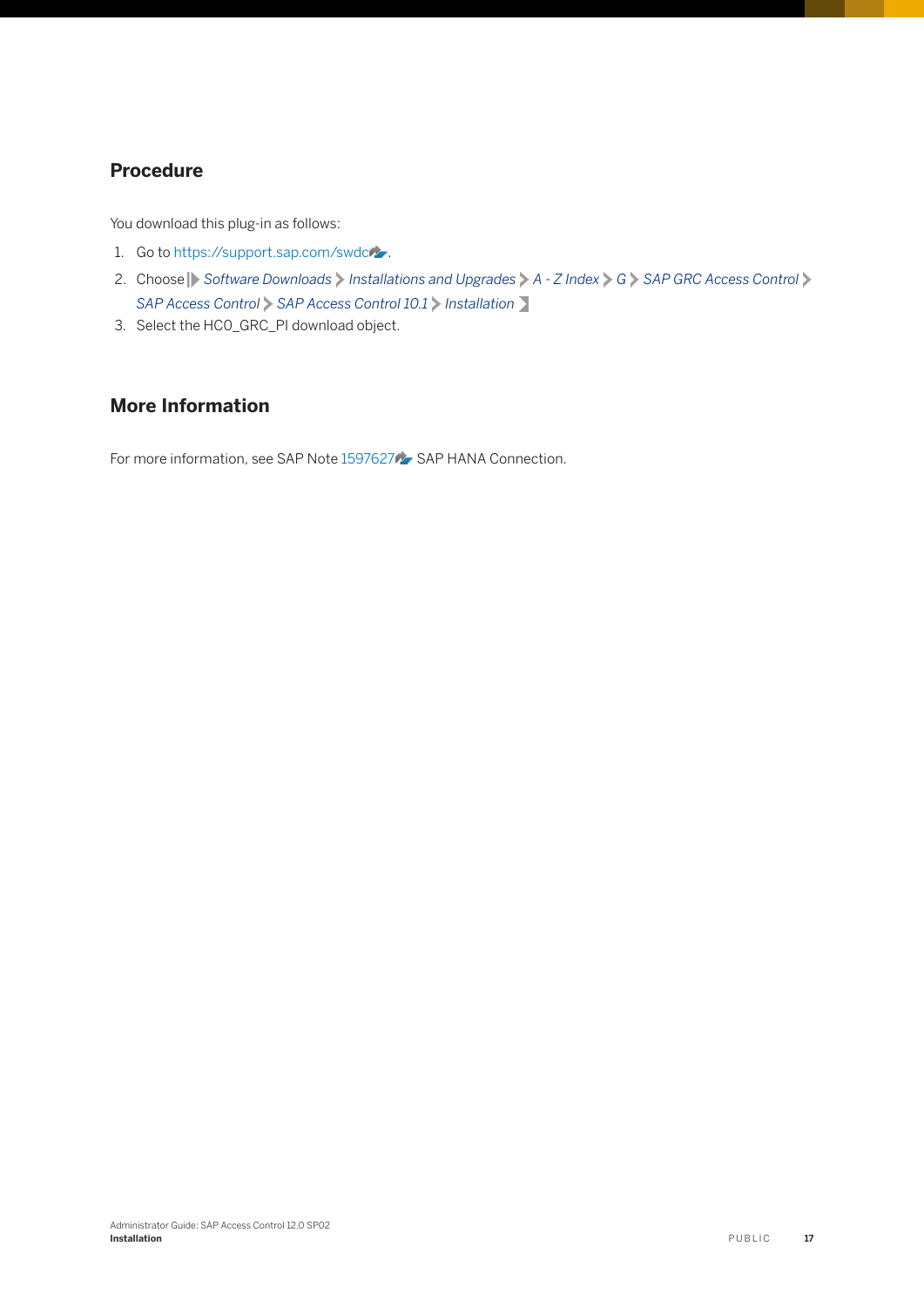## Procedure

You download this plug-in as follows:

1. Go to https://support.sap.com/swdc.
2. Choose *Software Downloads* > *Installations and Upgrades* > *A - Z Index* > *G* > *SAP GRC Access Control* > *SAP Access Control* > *SAP Access Control 10.1* > *Installation*
3. Select the HCO_GRC_PI download object.

## More Information

For more information, see SAP Note 1597627 SAP HANA Connection.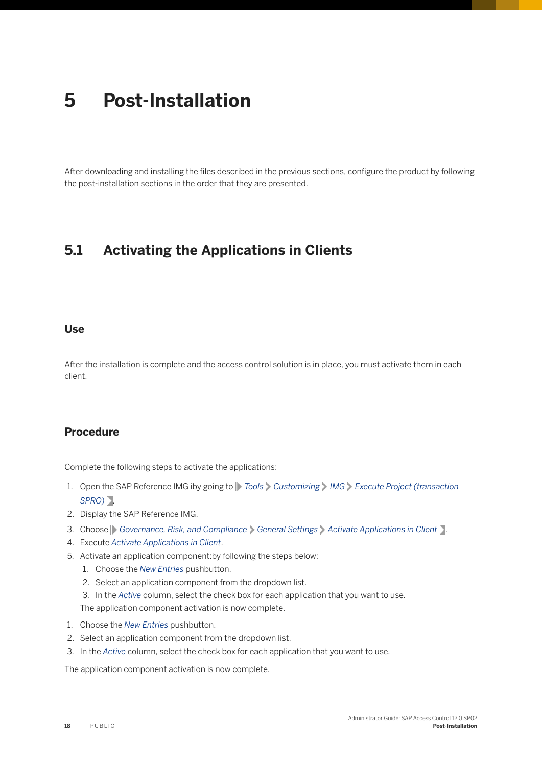# 5 Post-Installation

After downloading and installing the files described in the previous sections, configure the product by following the post-installation sections in the order that they are presented.

## 5.1 Activating the Applications in Clients

### Use

After the installation is complete and the access control solution is in place, you must activate them in each client.

### Procedure

Complete the following steps to activate the applications:

1. Open the SAP Reference IMG iby going to *Tools* > *Customizing* > *IMG* > *Execute Project (transaction SPRO)*.
2. Display the SAP Reference IMG.
3. Choose *Governance, Risk, and Compliance* > *General Settings* > *Activate Applications in Client*.
4. Execute *Activate Applications in Client*.
5. Activate an application component:by following the steps below:
   1. Choose the *New Entries* pushbutton.
   2. Select an application component from the dropdown list.
   3. In the *Active* column, select the check box for each application that you want to use.

   The application component activation is now complete.

1. Choose the *New Entries* pushbutton.
2. Select an application component from the dropdown list.
3. In the *Active* column, select the check box for each application that you want to use.

The application component activation is now complete.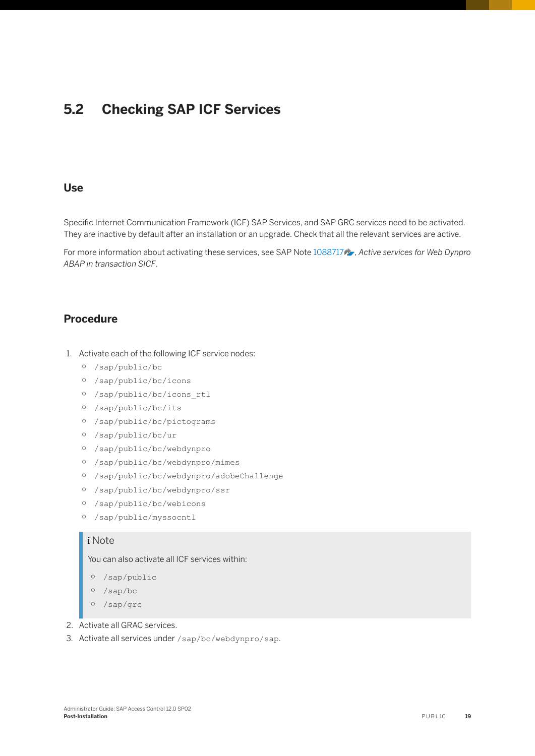## 5.2 Checking SAP ICF Services

### Use

Specific Internet Communication Framework (ICF) SAP Services, and SAP GRC services need to be activated. They are inactive by default after an installation or an upgrade. Check that all the relevant services are active.

For more information about activating these services, see SAP Note 1088717, *Active services for Web Dynpro ABAP in transaction SICF*.

### Procedure

1. Activate each of the following ICF service nodes:
   - `/sap/public/bc`
   - `/sap/public/bc/icons`
   - `/sap/public/bc/icons_rtl`
   - `/sap/public/bc/its`
   - `/sap/public/bc/pictograms`
   - `/sap/public/bc/ur`
   - `/sap/public/bc/webdynpro`
   - `/sap/public/bc/webdynpro/mimes`
   - `/sap/public/bc/webdynpro/adobeChallenge`
   - `/sap/public/bc/webdynpro/ssr`
   - `/sap/public/bc/webicons`
   - `/sap/public/myssocntl`

   > **Note**
   >
   > You can also activate all ICF services within:
   > - `/sap/public`
   > - `/sap/bc`
   > - `/sap/grc`

2. Activate all GRAC services.
3. Activate all services under `/sap/bc/webdynpro/sap`.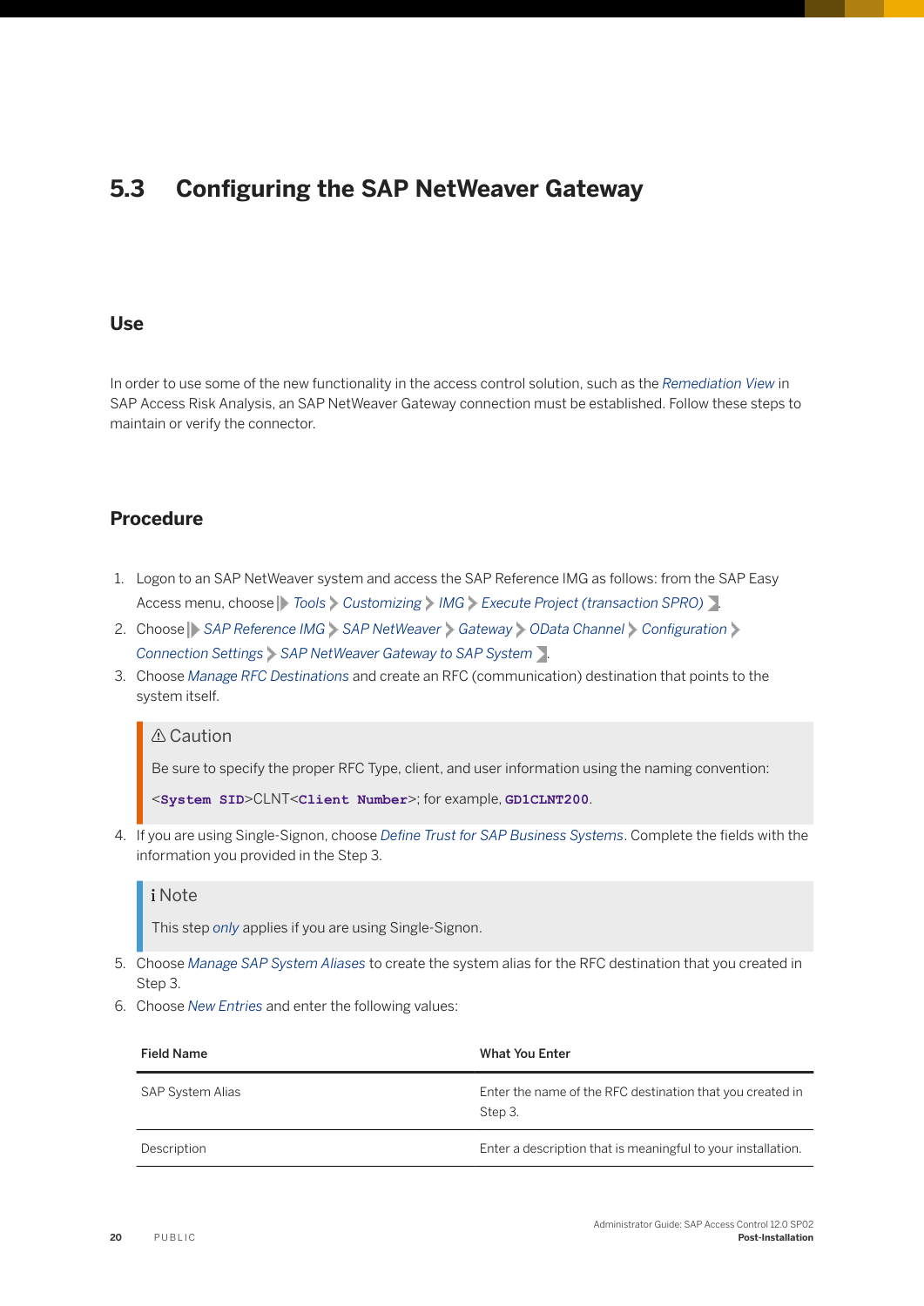## 5.3 Configuring the SAP NetWeaver Gateway

### Use

In order to use some of the new functionality in the access control solution, such as the *Remediation View* in SAP Access Risk Analysis, an SAP NetWeaver Gateway connection must be established. Follow these steps to maintain or verify the connector.

### Procedure

1. Logon to an SAP NetWeaver system and access the SAP Reference IMG as follows: from the SAP Easy Access menu, choose *Tools* > *Customizing* > *IMG* > *Execute Project (transaction SPRO)*.
2. Choose *SAP Reference IMG* > *SAP NetWeaver* > *Gateway* > *OData Channel* > *Configuration* > *Connection Settings* > *SAP NetWeaver Gateway to SAP System*.
3. Choose *Manage RFC Destinations* and create an RFC (communication) destination that points to the system itself.

> ⚠ Caution
>
> Be sure to specify the proper RFC Type, client, and user information using the naming convention: <**System SID**>CLNT<**Client Number**>; for example, **GD1CLNT200**.

4. If you are using Single-Signon, choose *Define Trust for SAP Business Systems*. Complete the fields with the information you provided in the Step 3.

> i Note
>
> This step *only* applies if you are using Single-Signon.

5. Choose *Manage SAP System Aliases* to create the system alias for the RFC destination that you created in Step 3.
6. Choose *New Entries* and enter the following values:

| Field Name | What You Enter |
|---|---|
| SAP System Alias | Enter the name of the RFC destination that you created in Step 3. |
| Description | Enter a description that is meaningful to your installation. |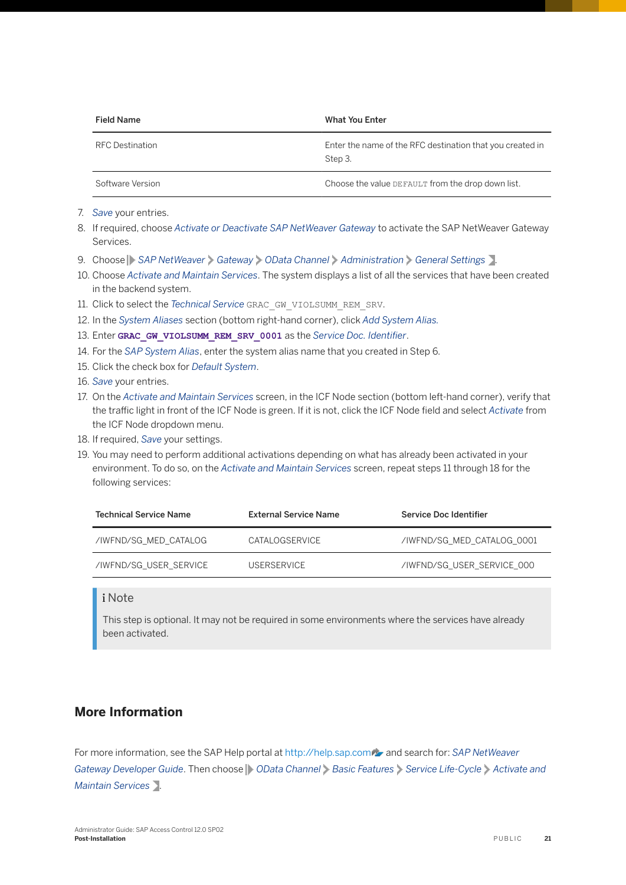| Field Name | What You Enter |
|---|---|
| RFC Destination | Enter the name of the RFC destination that you created in Step 3. |
| Software Version | Choose the value `DEFAULT` from the drop down list. |

7. *Save* your entries.
8. If required, choose *Activate or Deactivate SAP NetWeaver Gateway* to activate the SAP NetWeaver Gateway Services.
9. Choose *SAP NetWeaver* > *Gateway* > *OData Channel* > *Administration* > *General Settings*.
10. Choose *Activate and Maintain Services*. The system displays a list of all the services that have been created in the backend system.
11. Click to select the *Technical Service* `GRAC_GW_VIOLSUMM_REM_SRV`.
12. In the *System Aliases* section (bottom right-hand corner), click *Add System Alias*.
13. Enter **`GRAC_GW_VIOLSUMM_REM_SRV_0001`** as the *Service Doc. Identifier*.
14. For the *SAP System Alias*, enter the system alias name that you created in Step 6.
15. Click the check box for *Default System*.
16. *Save* your entries.
17. On the *Activate and Maintain Services* screen, in the ICF Node section (bottom left-hand corner), verify that the traffic light in front of the ICF Node is green. If it is not, click the ICF Node field and select *Activate* from the ICF Node dropdown menu.
18. If required, *Save* your settings.
19. You may need to perform additional activations depending on what has already been activated in your environment. To do so, on the *Activate and Maintain Services* screen, repeat steps 11 through 18 for the following services:

| Technical Service Name | External Service Name | Service Doc Identifier |
|---|---|---|
| /IWFND/SG_MED_CATALOG | CATALOGSERVICE | /IWFND/SG_MED_CATALOG_0001 |
| /IWFND/SG_USER_SERVICE | USERSERVICE | /IWFND/SG_USER_SERVICE_000 |

> **Note**
>
> This step is optional. It may not be required in some environments where the services have already been activated.

## More Information

For more information, see the SAP Help portal at http://help.sap.com and search for: *SAP NetWeaver Gateway Developer Guide*. Then choose *OData Channel* > *Basic Features* > *Service Life-Cycle* > *Activate and Maintain Services*.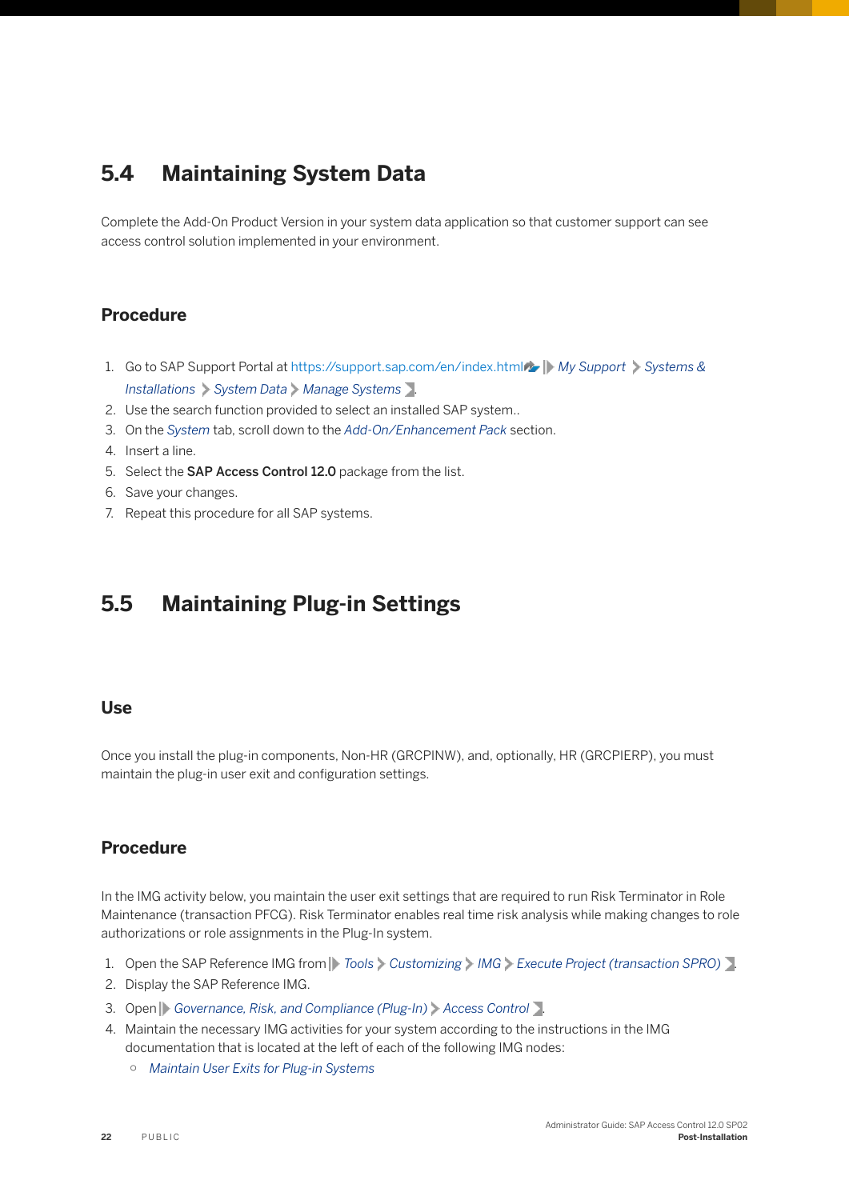## 5.4 Maintaining System Data

Complete the Add-On Product Version in your system data application so that customer support can see access control solution implemented in your environment.

### Procedure

1. Go to SAP Support Portal at https://support.sap.com/en/index.html *My Support* › *Systems & Installations* › *System Data* › *Manage Systems*.
2. Use the search function provided to select an installed SAP system..
3. On the *System* tab, scroll down to the *Add-On/Enhancement Pack* section.
4. Insert a line.
5. Select the **SAP Access Control 12.0** package from the list.
6. Save your changes.
7. Repeat this procedure for all SAP systems.

## 5.5 Maintaining Plug-in Settings

### Use

Once you install the plug-in components, Non-HR (GRCPINW), and, optionally, HR (GRCPIERP), you must maintain the plug-in user exit and configuration settings.

### Procedure

In the IMG activity below, you maintain the user exit settings that are required to run Risk Terminator in Role Maintenance (transaction PFCG). Risk Terminator enables real time risk analysis while making changes to role authorizations or role assignments in the Plug-In system.

1. Open the SAP Reference IMG from *Tools* › *Customizing* › *IMG* › *Execute Project (transaction SPRO)*.
2. Display the SAP Reference IMG.
3. Open *Governance, Risk, and Compliance (Plug-In)* › *Access Control*.
4. Maintain the necessary IMG activities for your system according to the instructions in the IMG documentation that is located at the left of each of the following IMG nodes:
   - *Maintain User Exits for Plug-in Systems*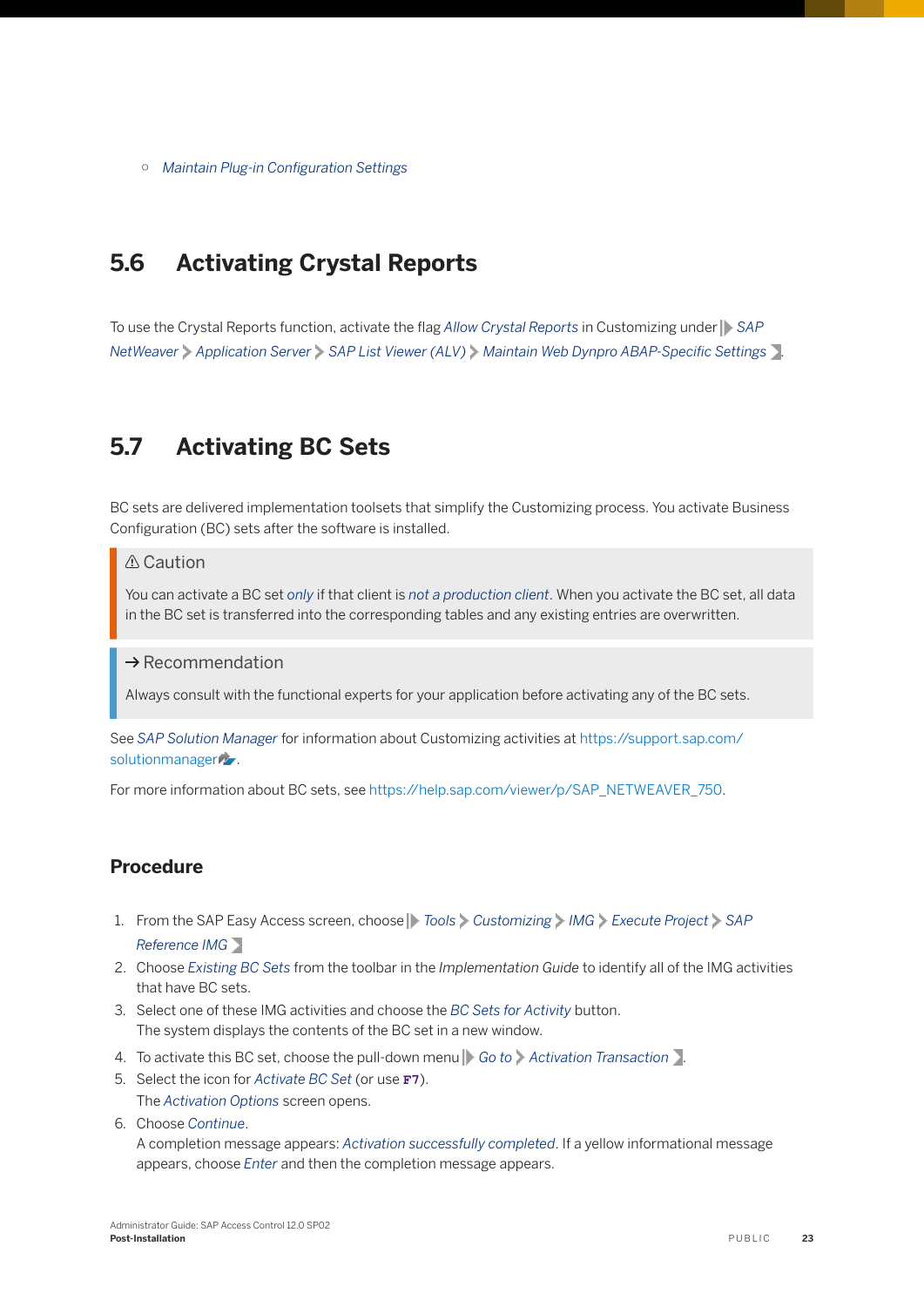- *Maintain Plug-in Configuration Settings*

## 5.6 Activating Crystal Reports

To use the Crystal Reports function, activate the flag *Allow Crystal Reports* in Customizing under *SAP NetWeaver* > *Application Server* > *SAP List Viewer (ALV)* > *Maintain Web Dynpro ABAP-Specific Settings*.

## 5.7 Activating BC Sets

BC sets are delivered implementation toolsets that simplify the Customizing process. You activate Business Configuration (BC) sets after the software is installed.

> ⚠ Caution
>
> You can activate a BC set *only* if that client is *not a production client*. When you activate the BC set, all data in the BC set is transferred into the corresponding tables and any existing entries are overwritten.

> → Recommendation
>
> Always consult with the functional experts for your application before activating any of the BC sets.

See *SAP Solution Manager* for information about Customizing activities at https://support.sap.com/solutionmanager.

For more information about BC sets, see https://help.sap.com/viewer/p/SAP_NETWEAVER_750.

### Procedure

1. From the SAP Easy Access screen, choose *Tools* > *Customizing* > *IMG* > *Execute Project* > *SAP Reference IMG*.
2. Choose *Existing BC Sets* from the toolbar in the *Implementation Guide* to identify all of the IMG activities that have BC sets.
3. Select one of these IMG activities and choose the *BC Sets for Activity* button.
   The system displays the contents of the BC set in a new window.
4. To activate this BC set, choose the pull-down menu *Go to* > *Activation Transaction*.
5. Select the icon for *Activate BC Set* (or use `F7`).
   The *Activation Options* screen opens.
6. Choose *Continue*.
   A completion message appears: *Activation successfully completed*. If a yellow informational message appears, choose *Enter* and then the completion message appears.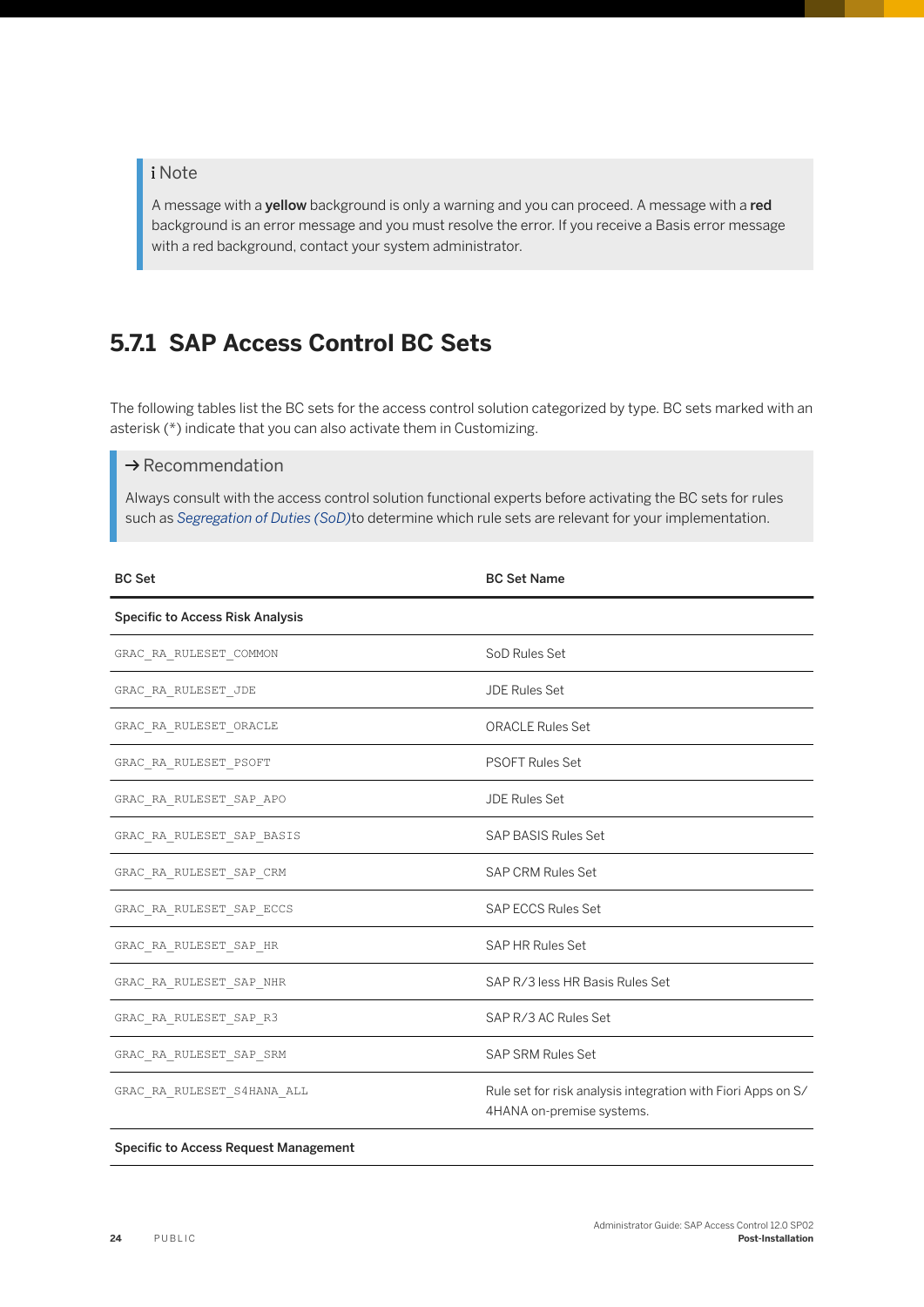> **Note**
>
> A message with a **yellow** background is only a warning and you can proceed. A message with a **red** background is an error message and you must resolve the error. If you receive a Basis error message with a red background, contact your system administrator.

## 5.7.1 SAP Access Control BC Sets

The following tables list the BC sets for the access control solution categorized by type. BC sets marked with an asterisk (*) indicate that you can also activate them in Customizing.

> **→ Recommendation**
>
> Always consult with the access control solution functional experts before activating the BC sets for rules such as *Segregation of Duties (SoD)*to determine which rule sets are relevant for your implementation.

| BC Set | BC Set Name |
| --- | --- |
| **Specific to Access Risk Analysis** | |
| `GRAC_RA_RULESET_COMMON` | SoD Rules Set |
| `GRAC_RA_RULESET_JDE` | JDE Rules Set |
| `GRAC_RA_RULESET_ORACLE` | ORACLE Rules Set |
| `GRAC_RA_RULESET_PSOFT` | PSOFT Rules Set |
| `GRAC_RA_RULESET_SAP_APO` | JDE Rules Set |
| `GRAC_RA_RULESET_SAP_BASIS` | SAP BASIS Rules Set |
| `GRAC_RA_RULESET_SAP_CRM` | SAP CRM Rules Set |
| `GRAC_RA_RULESET_SAP_ECCS` | SAP ECCS Rules Set |
| `GRAC_RA_RULESET_SAP_HR` | SAP HR Rules Set |
| `GRAC_RA_RULESET_SAP_NHR` | SAP R/3 less HR Basis Rules Set |
| `GRAC_RA_RULESET_SAP_R3` | SAP R/3 AC Rules Set |
| `GRAC_RA_RULESET_SAP_SRM` | SAP SRM Rules Set |
| `GRAC_RA_RULESET_S4HANA_ALL` | Rule set for risk analysis integration with Fiori Apps on S/4HANA on-premise systems. |
| **Specific to Access Request Management** | |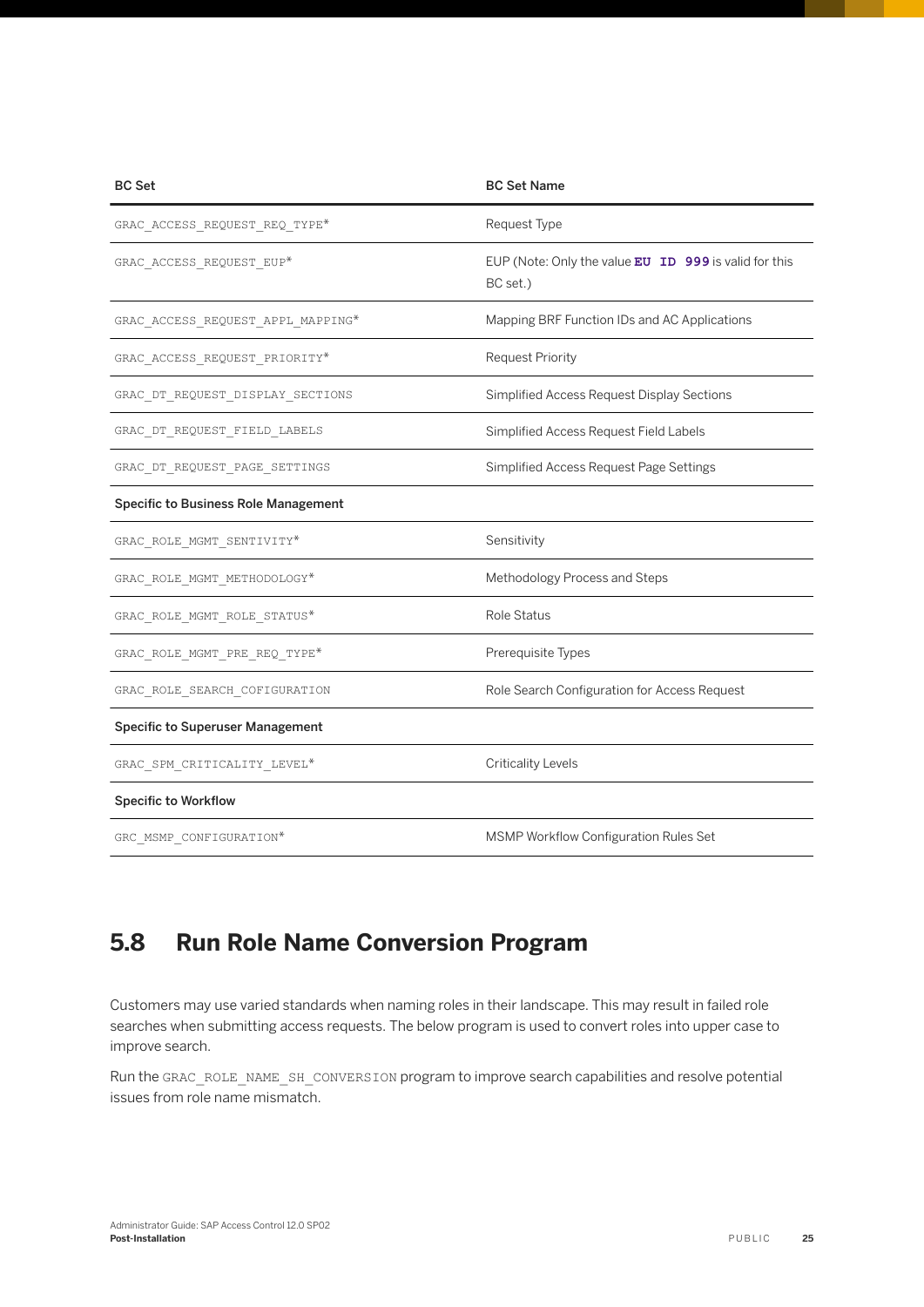| BC Set | BC Set Name |
|---|---|
| GRAC_ACCESS_REQUEST_REQ_TYPE* | Request Type |
| GRAC_ACCESS_REQUEST_EUP* | EUP (Note: Only the value **EU ID 999** is valid for this BC set.) |
| GRAC_ACCESS_REQUEST_APPL_MAPPING* | Mapping BRF Function IDs and AC Applications |
| GRAC_ACCESS_REQUEST_PRIORITY* | Request Priority |
| GRAC_DT_REQUEST_DISPLAY_SECTIONS | Simplified Access Request Display Sections |
| GRAC_DT_REQUEST_FIELD_LABELS | Simplified Access Request Field Labels |
| GRAC_DT_REQUEST_PAGE_SETTINGS | Simplified Access Request Page Settings |
| **Specific to Business Role Management** | |
| GRAC_ROLE_MGMT_SENTIVITY* | Sensitivity |
| GRAC_ROLE_MGMT_METHODOLOGY* | Methodology Process and Steps |
| GRAC_ROLE_MGMT_ROLE_STATUS* | Role Status |
| GRAC_ROLE_MGMT_PRE_REQ_TYPE* | Prerequisite Types |
| GRAC_ROLE_SEARCH_COFIGURATION | Role Search Configuration for Access Request |
| **Specific to Superuser Management** | |
| GRAC_SPM_CRITICALITY_LEVEL* | Criticality Levels |
| **Specific to Workflow** | |
| GRC_MSMP_CONFIGURATION* | MSMP Workflow Configuration Rules Set |

## 5.8 Run Role Name Conversion Program

Customers may use varied standards when naming roles in their landscape. This may result in failed role searches when submitting access requests. The below program is used to convert roles into upper case to improve search.

Run the GRAC_ROLE_NAME_SH_CONVERSION program to improve search capabilities and resolve potential issues from role name mismatch.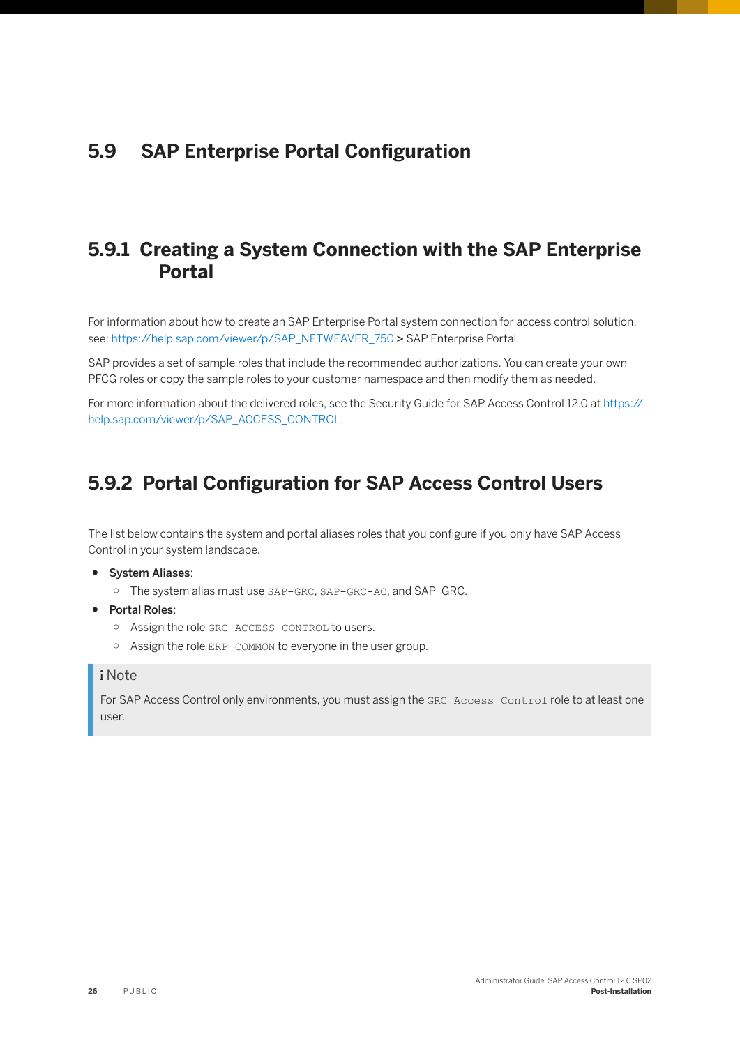## 5.9 SAP Enterprise Portal Configuration

### 5.9.1 Creating a System Connection with the SAP Enterprise Portal

For information about how to create an SAP Enterprise Portal system connection for access control solution, see: https://help.sap.com/viewer/p/SAP_NETWEAVER_750 > SAP Enterprise Portal.

SAP provides a set of sample roles that include the recommended authorizations. You can create your own PFCG roles or copy the sample roles to your customer namespace and then modify them as needed.

For more information about the delivered roles, see the Security Guide for SAP Access Control 12.0 at https://help.sap.com/viewer/p/SAP_ACCESS_CONTROL.

### 5.9.2 Portal Configuration for SAP Access Control Users

The list below contains the system and portal aliases roles that you configure if you only have SAP Access Control in your system landscape.

- **System Aliases**:
  - The system alias must use `SAP-GRC`, `SAP-GRC-AC`, and SAP_GRC.
- **Portal Roles**:
  - Assign the role `GRC ACCESS CONTROL` to users.
  - Assign the role `ERP COMMON` to everyone in the user group.

> **Note**
>
> For SAP Access Control only environments, you must assign the `GRC Access Control` role to at least one user.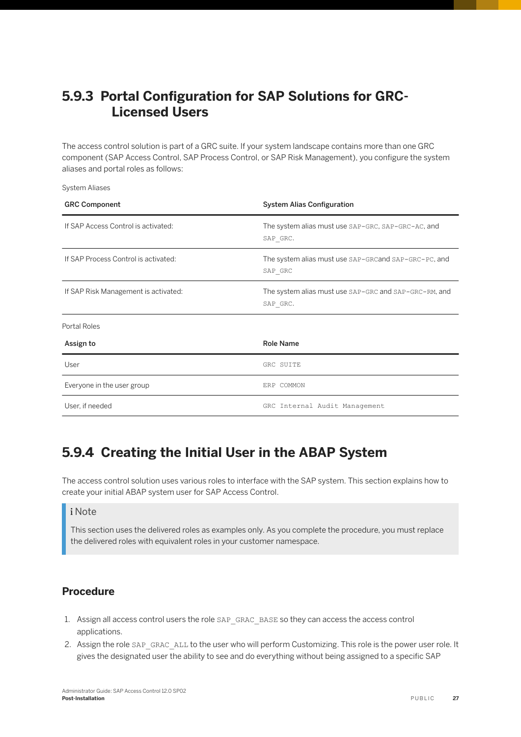## 5.9.3 Portal Configuration for SAP Solutions for GRC-Licensed Users

The access control solution is part of a GRC suite. If your system landscape contains more than one GRC component (SAP Access Control, SAP Process Control, or SAP Risk Management), you configure the system aliases and portal roles as follows:

System Aliases

| GRC Component | System Alias Configuration |
|---|---|
| If SAP Access Control is activated: | The system alias must use `SAP-GRC`, `SAP-GRC-AC`, and `SAP_GRC`. |
| If SAP Process Control is activated: | The system alias must use `SAP-GRC`and `SAP-GRC-PC`, and `SAP_GRC` |
| If SAP Risk Management is activated: | The system alias must use `SAP-GRC` and `SAP-GRC-RM`, and `SAP_GRC`. |

Portal Roles

| Assign to | Role Name |
|---|---|
| User | `GRC SUITE` |
| Everyone in the user group | `ERP COMMON` |
| User, if needed | `GRC Internal Audit Management` |

## 5.9.4 Creating the Initial User in the ABAP System

The access control solution uses various roles to interface with the SAP system. This section explains how to create your initial ABAP system user for SAP Access Control.

> **Note**
>
> This section uses the delivered roles as examples only. As you complete the procedure, you must replace the delivered roles with equivalent roles in your customer namespace.

### Procedure

1. Assign all access control users the role `SAP_GRAC_BASE` so they can access the access control applications.
2. Assign the role `SAP_GRAC_ALL` to the user who will perform Customizing. This role is the power user role. It gives the designated user the ability to see and do everything without being assigned to a specific SAP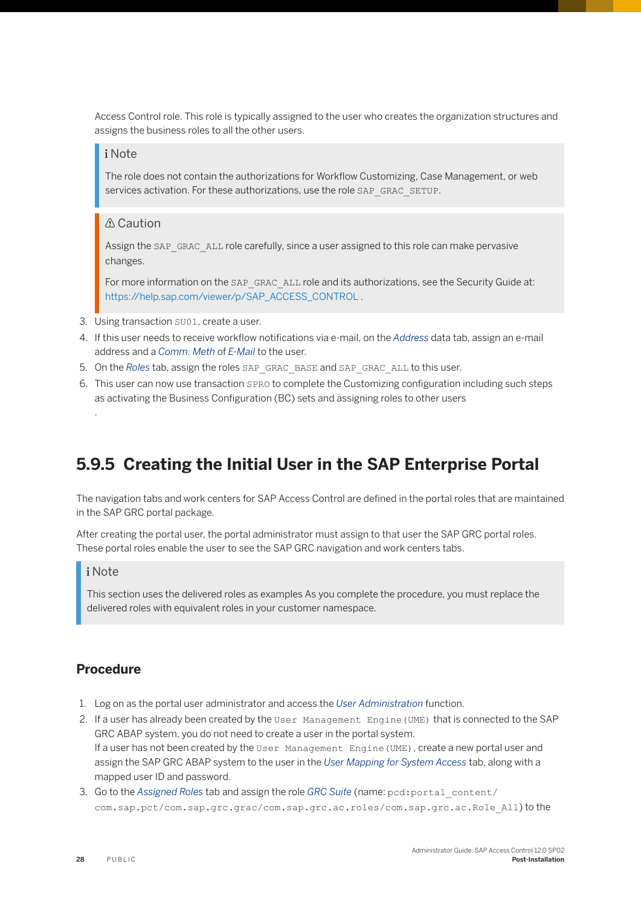Access Control role. This role is typically assigned to the user who creates the organization structures and assigns the business roles to all the other users.

> **Note**
>
> The role does not contain the authorizations for Workflow Customizing, Case Management, or web services activation. For these authorizations, use the role `SAP_GRAC_SETUP`.

> **Caution**
>
> Assign the `SAP_GRAC_ALL` role carefully, since a user assigned to this role can make pervasive changes.
>
> For more information on the `SAP_GRAC_ALL` role and its authorizations, see the Security Guide at: https://help.sap.com/viewer/p/SAP_ACCESS_CONTROL .

3. Using transaction `SU01`, create a user.
4. If this user needs to receive workflow notifications via e-mail, on the *Address* data tab, assign an e-mail address and a *Comm. Meth* of *E-Mail* to the user.
5. On the *Roles* tab, assign the roles `SAP_GRAC_BASE` and `SAP_GRAC_ALL` to this user.
6. This user can now use transaction `SPRO` to complete the Customizing configuration including such steps as activating the Business Configuration (BC) sets and assigning roles to other users
.

## 5.9.5 Creating the Initial User in the SAP Enterprise Portal

The navigation tabs and work centers for SAP Access Control are defined in the portal roles that are maintained in the SAP GRC portal package.

After creating the portal user, the portal administrator must assign to that user the SAP GRC portal roles. These portal roles enable the user to see the SAP GRC navigation and work centers tabs.

> **Note**
>
> This section uses the delivered roles as examples As you complete the procedure, you must replace the delivered roles with equivalent roles in your customer namespace.

### Procedure

1. Log on as the portal user administrator and access the *User Administration* function.
2. If a user has already been created by the `User Management Engine (UME)` that is connected to the SAP GRC ABAP system, you do not need to create a user in the portal system.
   If a user has not been created by the `User Management Engine (UME)`, create a new portal user and assign the SAP GRC ABAP system to the user in the *User Mapping for System Access* tab, along with a mapped user ID and password.
3. Go to the *Assigned Roles* tab and assign the role *GRC Suite* (name: `pcd:portal_content/com.sap.pct/com.sap.grc.grac/com.sap.grc.ac.roles/com.sap.grc.ac.Role_All`) to the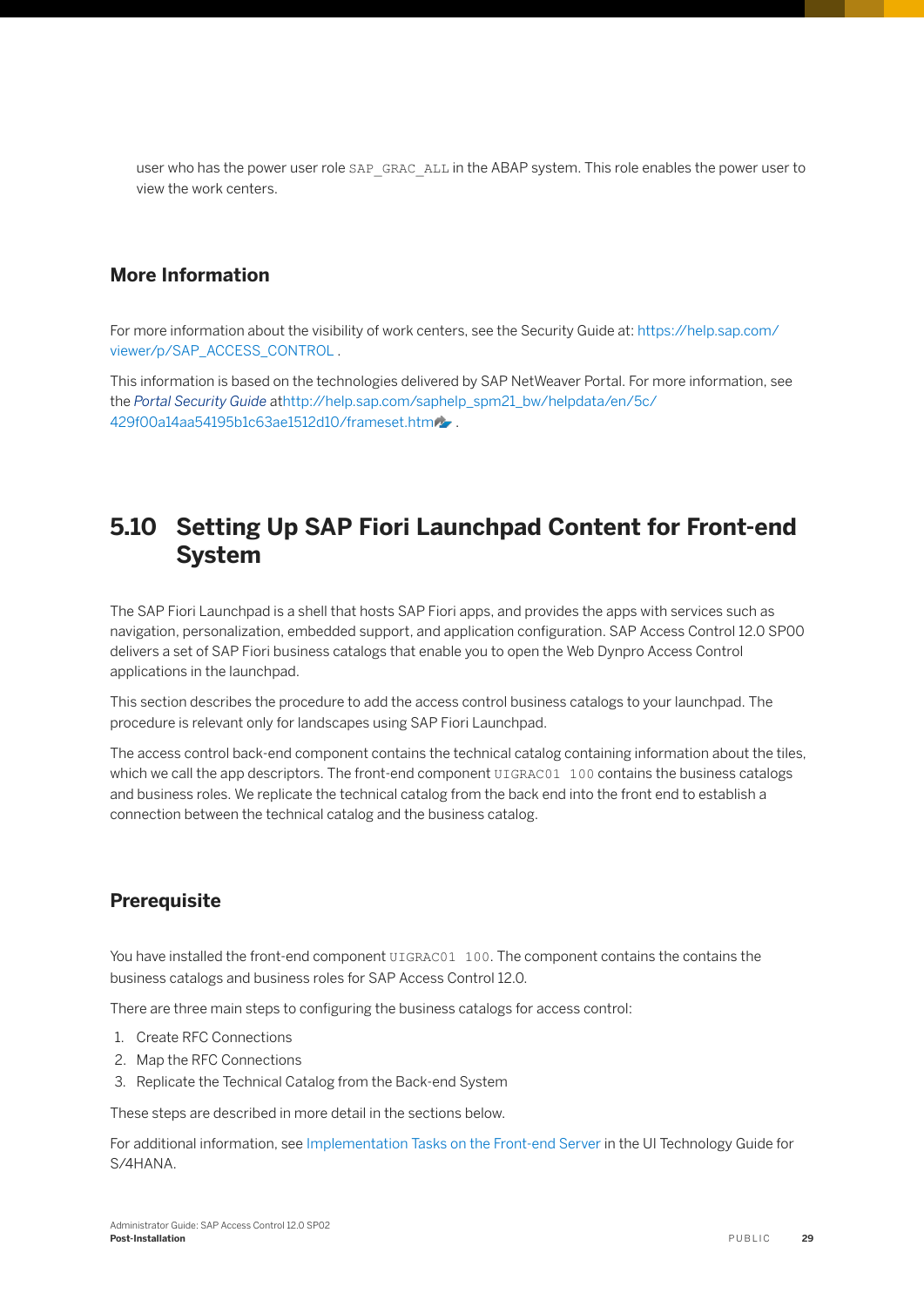user who has the power user role `SAP_GRAC_ALL` in the ABAP system. This role enables the power user to view the work centers.

### More Information

For more information about the visibility of work centers, see the Security Guide at: https://help.sap.com/viewer/p/SAP_ACCESS_CONTROL .

This information is based on the technologies delivered by SAP NetWeaver Portal. For more information, see the *Portal Security Guide* athttp://help.sap.com/saphelp_spm21_bw/helpdata/en/5c/429f00a14aa54195b1c63ae1512d10/frameset.htm .

## 5.10 Setting Up SAP Fiori Launchpad Content for Front-end System

The SAP Fiori Launchpad is a shell that hosts SAP Fiori apps, and provides the apps with services such as navigation, personalization, embedded support, and application configuration. SAP Access Control 12.0 SP00 delivers a set of SAP Fiori business catalogs that enable you to open the Web Dynpro Access Control applications in the launchpad.

This section describes the procedure to add the access control business catalogs to your launchpad. The procedure is relevant only for landscapes using SAP Fiori Launchpad.

The access control back-end component contains the technical catalog containing information about the tiles, which we call the app descriptors. The front-end component `UIGRAC01 100` contains the business catalogs and business roles. We replicate the technical catalog from the back end into the front end to establish a connection between the technical catalog and the business catalog.

### Prerequisite

You have installed the front-end component `UIGRAC01 100`. The component contains the contains the business catalogs and business roles for SAP Access Control 12.0.

There are three main steps to configuring the business catalogs for access control:

1. Create RFC Connections
2. Map the RFC Connections
3. Replicate the Technical Catalog from the Back-end System

These steps are described in more detail in the sections below.

For additional information, see Implementation Tasks on the Front-end Server in the UI Technology Guide for S/4HANA.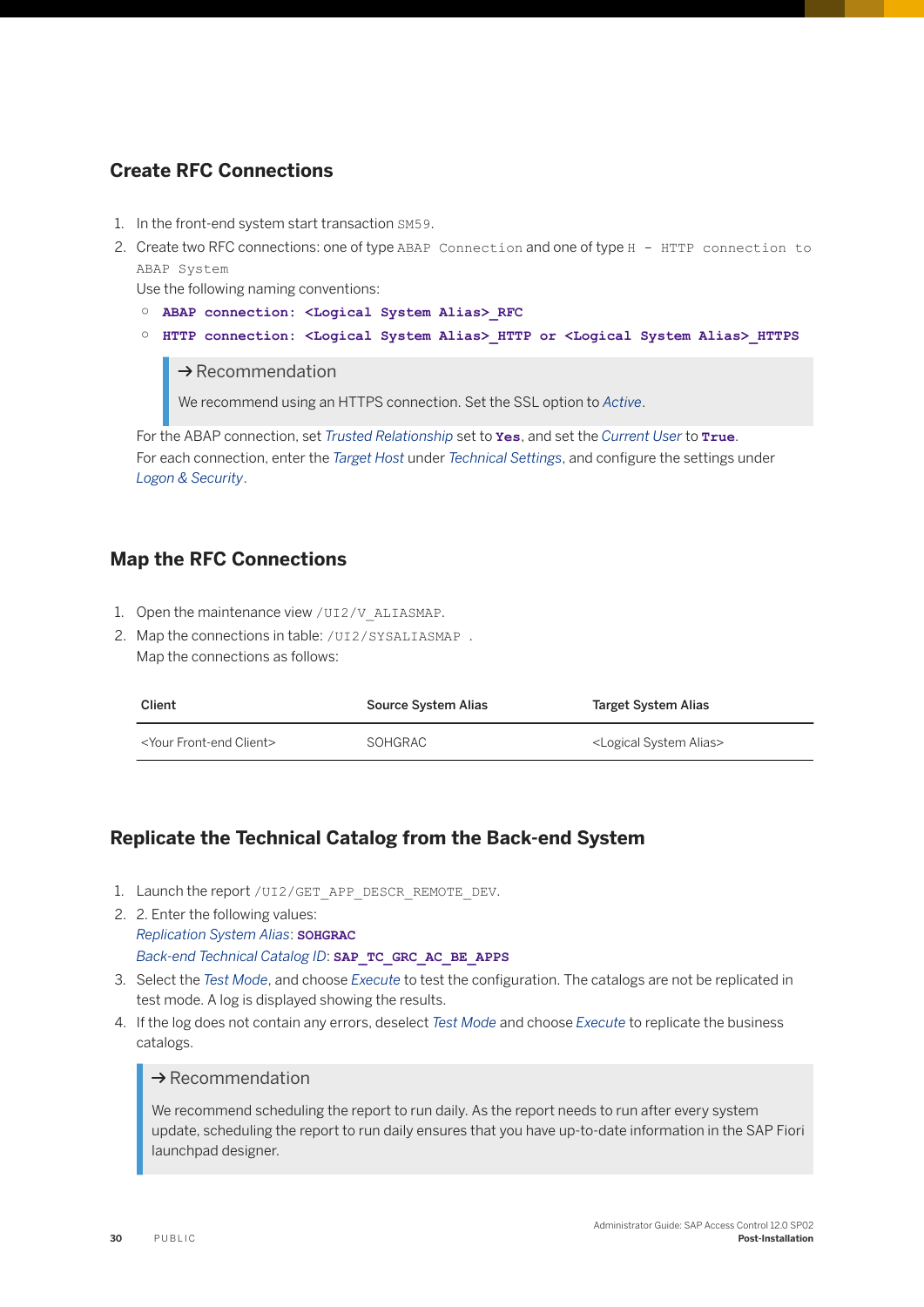## Create RFC Connections

1. In the front-end system start transaction `SM59`.
2. Create two RFC connections: one of type `ABAP Connection` and one of type `H - HTTP connection to ABAP System`
   Use the following naming conventions:
   - **`ABAP connection: <Logical System Alias>_RFC`**
   - **`HTTP connection: <Logical System Alias>_HTTP or <Logical System Alias>_HTTPS`**

   > → Recommendation
   >
   > We recommend using an HTTPS connection. Set the SSL option to *Active*.

   For the ABAP connection, set *Trusted Relationship* set to **`Yes`**, and set the *Current User* to **`True`**.
   For each connection, enter the *Target Host* under *Technical Settings*, and configure the settings under *Logon & Security*.

## Map the RFC Connections

1. Open the maintenance view `/UI2/V_ALIASMAP`.
2. Map the connections in table: `/UI2/SYSALIASMAP` .
   Map the connections as follows:

| Client | Source System Alias | Target System Alias |
| --- | --- | --- |
| <Your Front-end Client> | SOHGRAC | <Logical System Alias> |

## Replicate the Technical Catalog from the Back-end System

1. Launch the report `/UI2/GET_APP_DESCR_REMOTE_DEV`.
2. 2. Enter the following values:
   *Replication System Alias*: **`SOHGRAC`**
   *Back-end Technical Catalog ID*: **`SAP_TC_GRC_AC_BE_APPS`**
3. Select the *Test Mode*, and choose *Execute* to test the configuration. The catalogs are not replicated in test mode. A log is displayed showing the results.
4. If the log does not contain any errors, deselect *Test Mode* and choose *Execute* to replicate the business catalogs.

   > → Recommendation
   >
   > We recommend scheduling the report to run daily. As the report needs to run after every system update, scheduling the report to run daily ensures that you have up-to-date information in the SAP Fiori launchpad designer.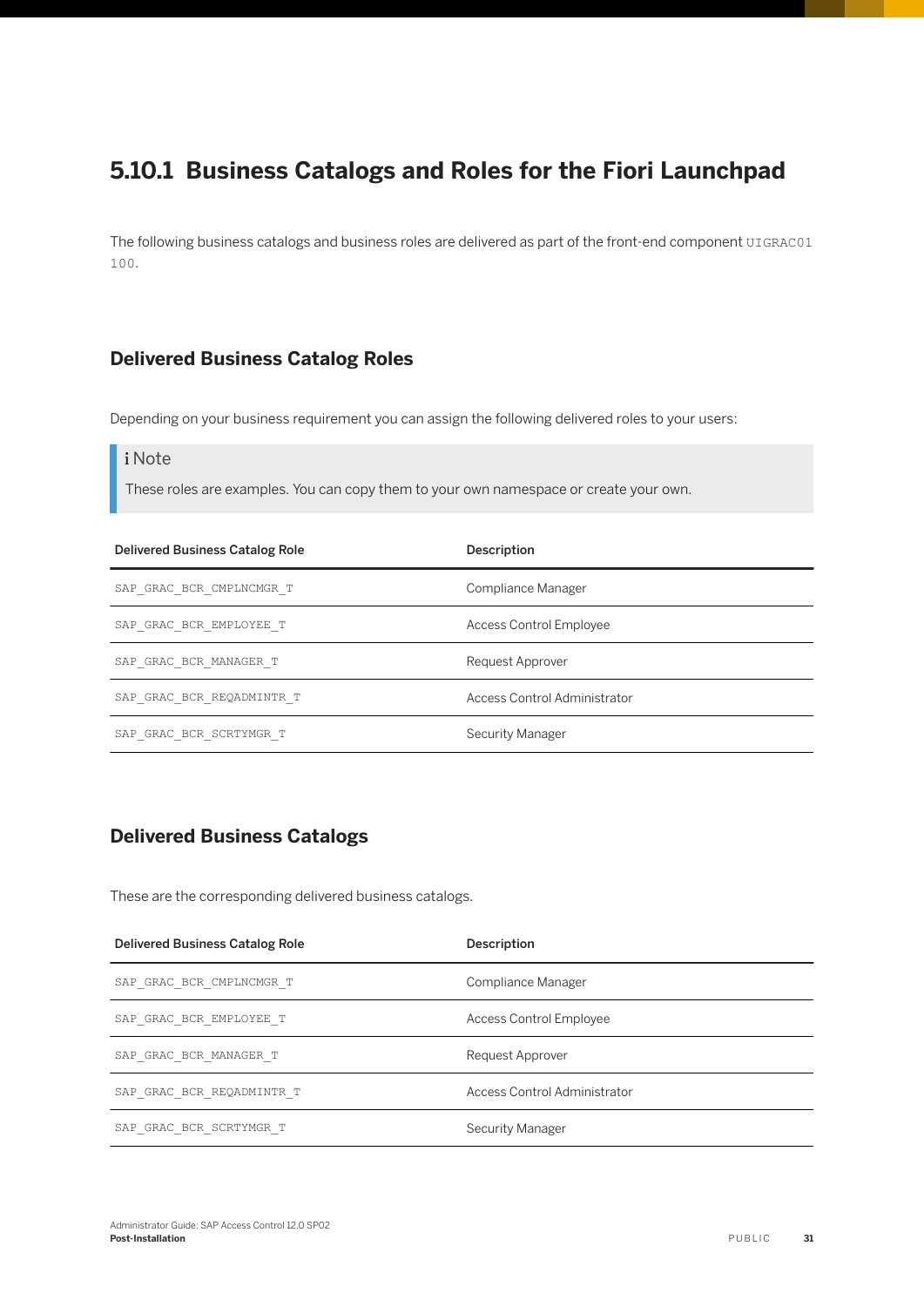## 5.10.1 Business Catalogs and Roles for the Fiori Launchpad

The following business catalogs and business roles are delivered as part of the front-end component `UIGRAC01 100`.

### Delivered Business Catalog Roles

Depending on your business requirement you can assign the following delivered roles to your users:

> **i Note**
>
> These roles are examples. You can copy them to your own namespace or create your own.

| Delivered Business Catalog Role | Description |
| --- | --- |
| `SAP_GRAC_BCR_CMPLNCMGR_T` | Compliance Manager |
| `SAP_GRAC_BCR_EMPLOYEE_T` | Access Control Employee |
| `SAP_GRAC_BCR_MANAGER_T` | Request Approver |
| `SAP_GRAC_BCR_REQADMINTR_T` | Access Control Administrator |
| `SAP_GRAC_BCR_SCRTYMGR_T` | Security Manager |

### Delivered Business Catalogs

These are the corresponding delivered business catalogs.

| Delivered Business Catalog Role | Description |
| --- | --- |
| `SAP_GRAC_BCR_CMPLNCMGR_T` | Compliance Manager |
| `SAP_GRAC_BCR_EMPLOYEE_T` | Access Control Employee |
| `SAP_GRAC_BCR_MANAGER_T` | Request Approver |
| `SAP_GRAC_BCR_REQADMINTR_T` | Access Control Administrator |
| `SAP_GRAC_BCR_SCRTYMGR_T` | Security Manager |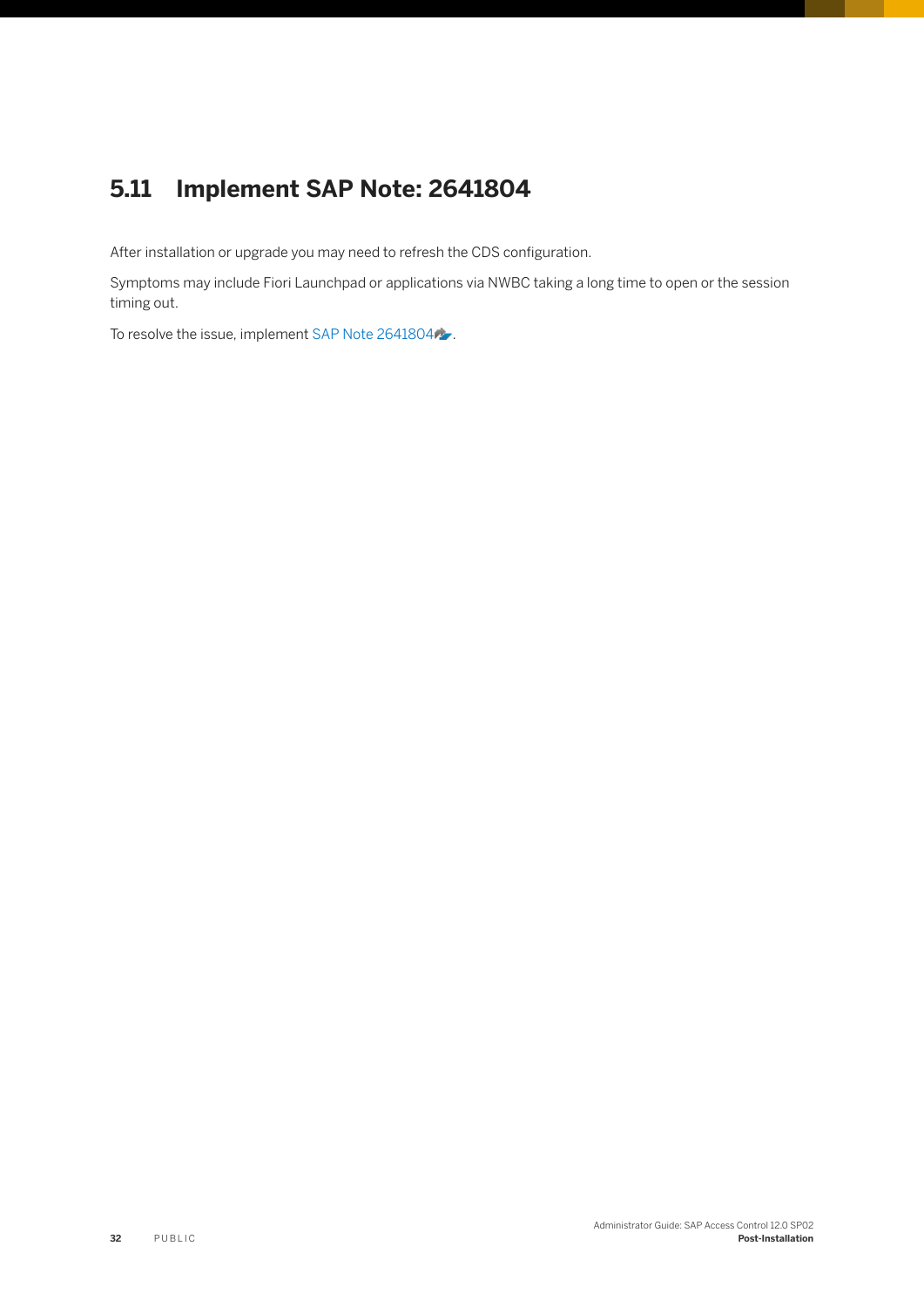## 5.11 Implement SAP Note: 2641804

After installation or upgrade you may need to refresh the CDS configuration.

Symptoms may include Fiori Launchpad or applications via NWBC taking a long time to open or the session timing out.

To resolve the issue, implement SAP Note 2641804.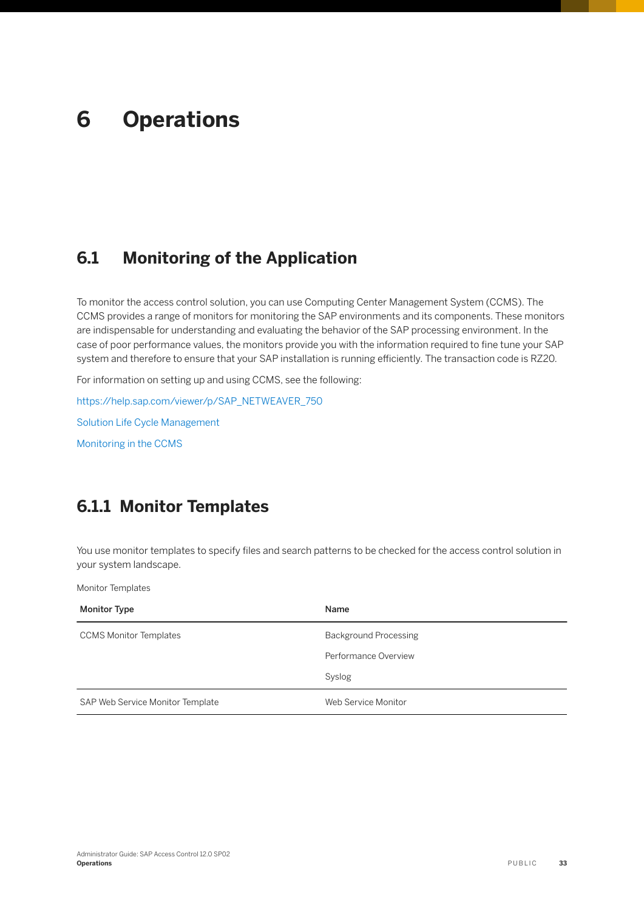# 6 Operations

## 6.1 Monitoring of the Application

To monitor the access control solution, you can use Computing Center Management System (CCMS). The CCMS provides a range of monitors for monitoring the SAP environments and its components. These monitors are indispensable for understanding and evaluating the behavior of the SAP processing environment. In the case of poor performance values, the monitors provide you with the information required to fine tune your SAP system and therefore to ensure that your SAP installation is running efficiently. The transaction code is RZ20.

For information on setting up and using CCMS, see the following:

https://help.sap.com/viewer/p/SAP_NETWEAVER_750

Solution Life Cycle Management

Monitoring in the CCMS

### 6.1.1 Monitor Templates

You use monitor templates to specify files and search patterns to be checked for the access control solution in your system landscape.

Monitor Templates

| Monitor Type | Name |
|---|---|
| CCMS Monitor Templates | Background Processing |
| | Performance Overview |
| | Syslog |
| SAP Web Service Monitor Template | Web Service Monitor |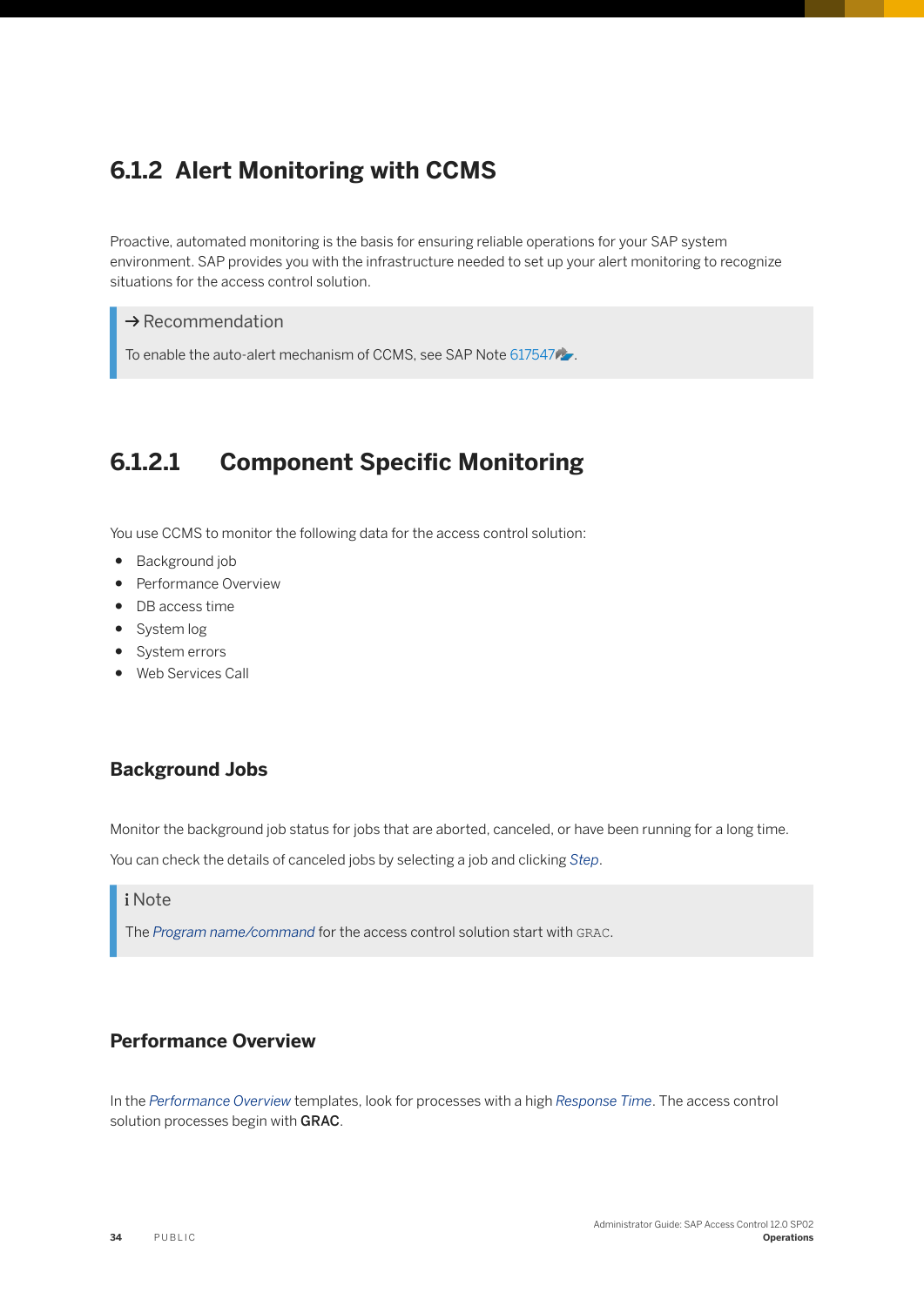## 6.1.2 Alert Monitoring with CCMS

Proactive, automated monitoring is the basis for ensuring reliable operations for your SAP system environment. SAP provides you with the infrastructure needed to set up your alert monitoring to recognize situations for the access control solution.

> → Recommendation
>
> To enable the auto-alert mechanism of CCMS, see SAP Note 617547.

### 6.1.2.1 Component Specific Monitoring

You use CCMS to monitor the following data for the access control solution:

- Background job
- Performance Overview
- DB access time
- System log
- System errors
- Web Services Call

#### Background Jobs

Monitor the background job status for jobs that are aborted, canceled, or have been running for a long time.

You can check the details of canceled jobs by selecting a job and clicking *Step*.

> i Note
>
> The *Program name/command* for the access control solution start with `GRAC`.

#### Performance Overview

In the *Performance Overview* templates, look for processes with a high *Response Time*. The access control solution processes begin with **GRAC**.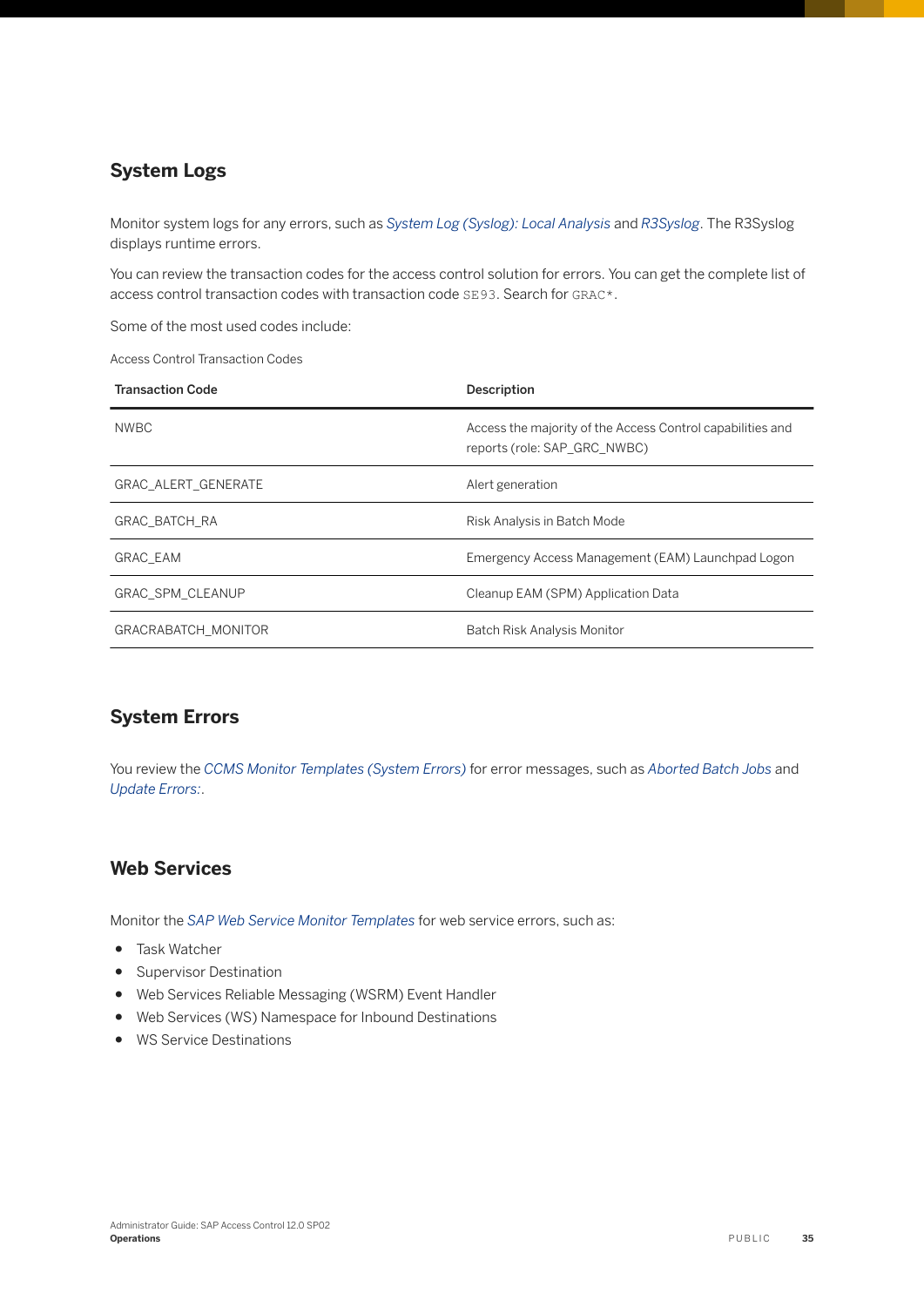## System Logs

Monitor system logs for any errors, such as *System Log (Syslog): Local Analysis* and *R3Syslog*. The R3Syslog displays runtime errors.

You can review the transaction codes for the access control solution for errors. You can get the complete list of access control transaction codes with transaction code `SE93`. Search for `GRAC*`.

Some of the most used codes include:

Access Control Transaction Codes

| Transaction Code | Description |
| --- | --- |
| NWBC | Access the majority of the Access Control capabilities and reports (role: SAP_GRC_NWBC) |
| GRAC_ALERT_GENERATE | Alert generation |
| GRAC_BATCH_RA | Risk Analysis in Batch Mode |
| GRAC_EAM | Emergency Access Management (EAM) Launchpad Logon |
| GRAC_SPM_CLEANUP | Cleanup EAM (SPM) Application Data |
| GRACRABATCH_MONITOR | Batch Risk Analysis Monitor |

## System Errors

You review the *CCMS Monitor Templates (System Errors)* for error messages, such as *Aborted Batch Jobs* and *Update Errors:*.

## Web Services

Monitor the *SAP Web Service Monitor Templates* for web service errors, such as:

- Task Watcher
- Supervisor Destination
- Web Services Reliable Messaging (WSRM) Event Handler
- Web Services (WS) Namespace for Inbound Destinations
- WS Service Destinations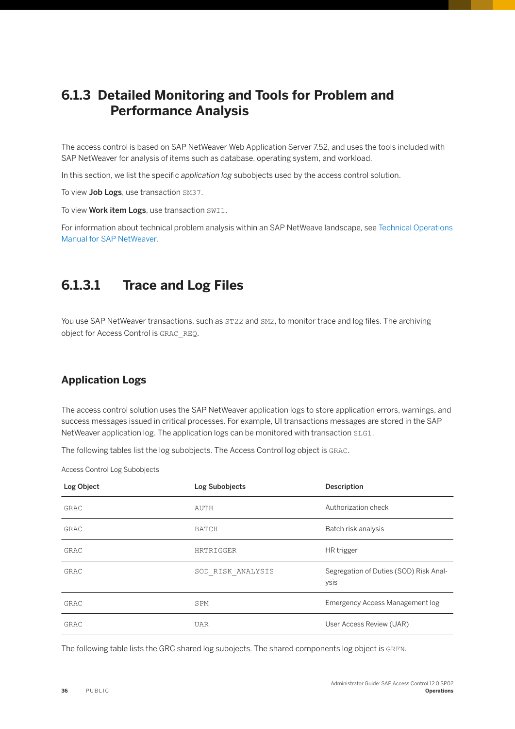## 6.1.3 Detailed Monitoring and Tools for Problem and Performance Analysis

The access control is based on SAP NetWeaver Web Application Server 7.52, and uses the tools included with SAP NetWeaver for analysis of items such as database, operating system, and workload.

In this section, we list the specific *application log* subobjects used by the access control solution.

To view **Job Logs**, use transaction `SM37`.

To view **Work item Logs**, use transaction `SWI1`.

For information about technical problem analysis within an SAP NetWeave landscape, see Technical Operations Manual for SAP NetWeaver.

### 6.1.3.1 Trace and Log Files

You use SAP NetWeaver transactions, such as `ST22` and `SM2`, to monitor trace and log files. The archiving object for Access Control is `GRAC_REQ`.

#### Application Logs

The access control solution uses the SAP NetWeaver application logs to store application errors, warnings, and success messages issued in critical processes. For example, UI transactions messages are stored in the SAP NetWeaver application log. The application logs can be monitored with transaction `SLG1`.

The following tables list the log subobjects. The Access Control log object is `GRAC`.

Access Control Log Subobjects

| Log Object | Log Subobjects | Description |
| --- | --- | --- |
| GRAC | AUTH | Authorization check |
| GRAC | BATCH | Batch risk analysis |
| GRAC | HRTRIGGER | HR trigger |
| GRAC | SOD_RISK_ANALYSIS | Segregation of Duties (SOD) Risk Analysis |
| GRAC | SPM | Emergency Access Management log |
| GRAC | UAR | User Access Review (UAR) |

The following table lists the GRC shared log subojects. The shared components log object is `GRFN`.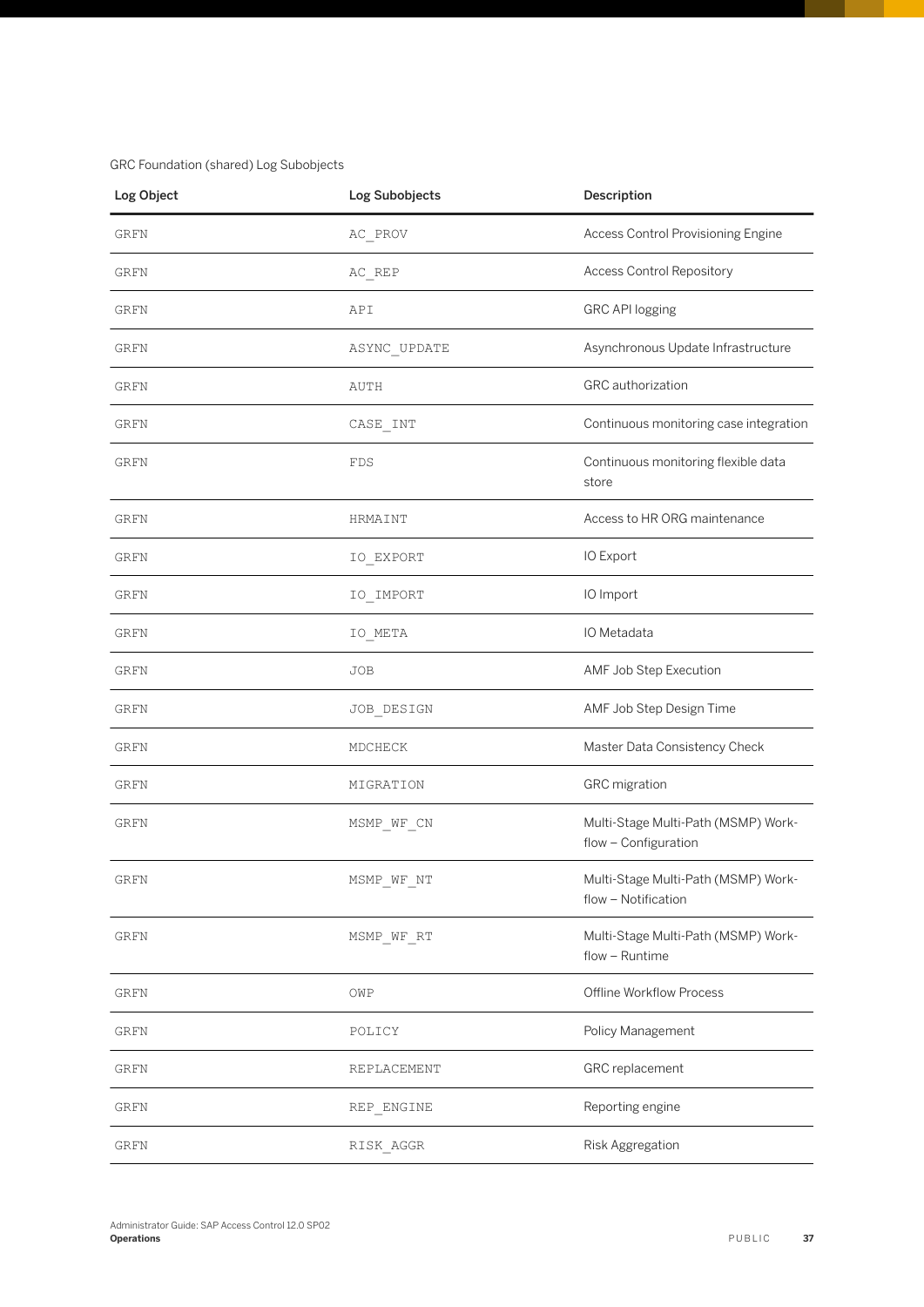GRC Foundation (shared) Log Subobjects

| Log Object | Log Subobjects | Description |
| --- | --- | --- |
| GRFN | AC_PROV | Access Control Provisioning Engine |
| GRFN | AC_REP | Access Control Repository |
| GRFN | API | GRC API logging |
| GRFN | ASYNC_UPDATE | Asynchronous Update Infrastructure |
| GRFN | AUTH | GRC authorization |
| GRFN | CASE_INT | Continuous monitoring case integration |
| GRFN | FDS | Continuous monitoring flexible data store |
| GRFN | HRMAINT | Access to HR ORG maintenance |
| GRFN | IO_EXPORT | IO Export |
| GRFN | IO_IMPORT | IO Import |
| GRFN | IO_META | IO Metadata |
| GRFN | JOB | AMF Job Step Execution |
| GRFN | JOB_DESIGN | AMF Job Step Design Time |
| GRFN | MDCHECK | Master Data Consistency Check |
| GRFN | MIGRATION | GRC migration |
| GRFN | MSMP_WF_CN | Multi-Stage Multi-Path (MSMP) Work-flow – Configuration |
| GRFN | MSMP_WF_NT | Multi-Stage Multi-Path (MSMP) Work-flow – Notification |
| GRFN | MSMP_WF_RT | Multi-Stage Multi-Path (MSMP) Work-flow – Runtime |
| GRFN | OWP | Offline Workflow Process |
| GRFN | POLICY | Policy Management |
| GRFN | REPLACEMENT | GRC replacement |
| GRFN | REP_ENGINE | Reporting engine |
| GRFN | RISK_AGGR | Risk Aggregation |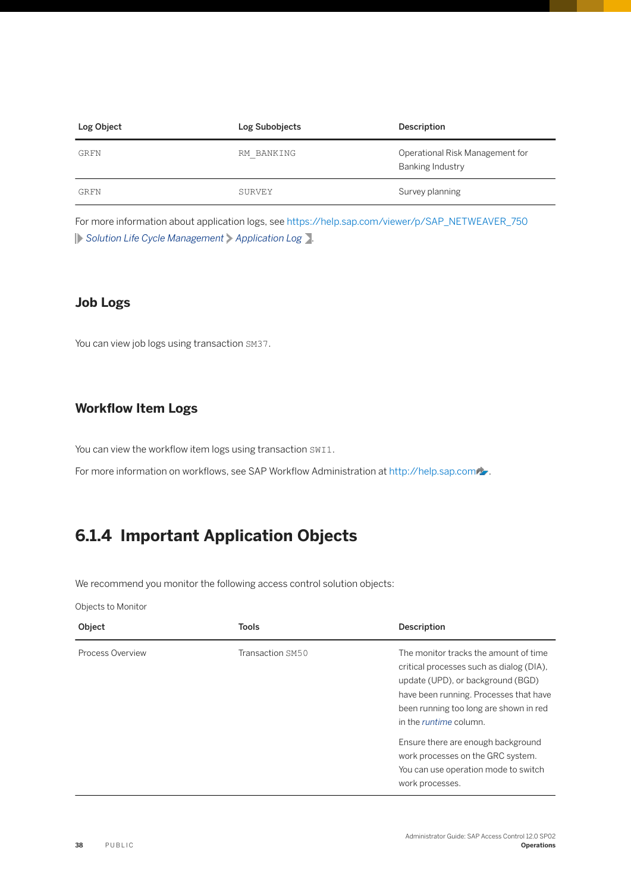| Log Object | Log Subobjects | Description |
| --- | --- | --- |
| GRFN | RM_BANKING | Operational Risk Management for Banking Industry |
| GRFN | SURVEY | Survey planning |

For more information about application logs, see https://help.sap.com/viewer/p/SAP_NETWEAVER_750 *Solution Life Cycle Management* > *Application Log*.

### Job Logs

You can view job logs using transaction SM37.

### Workflow Item Logs

You can view the workflow item logs using transaction SWI1.

For more information on workflows, see SAP Workflow Administration at http://help.sap.com.

## 6.1.4 Important Application Objects

We recommend you monitor the following access control solution objects:

Objects to Monitor

| Object | Tools | Description |
| --- | --- | --- |
| Process Overview | Transaction SM50 | The monitor tracks the amount of time critical processes such as dialog (DIA), update (UPD), or background (BGD) have been running. Processes that have been running too long are shown in red in the *runtime* column.<br><br>Ensure there are enough background work processes on the GRC system. You can use operation mode to switch work processes. |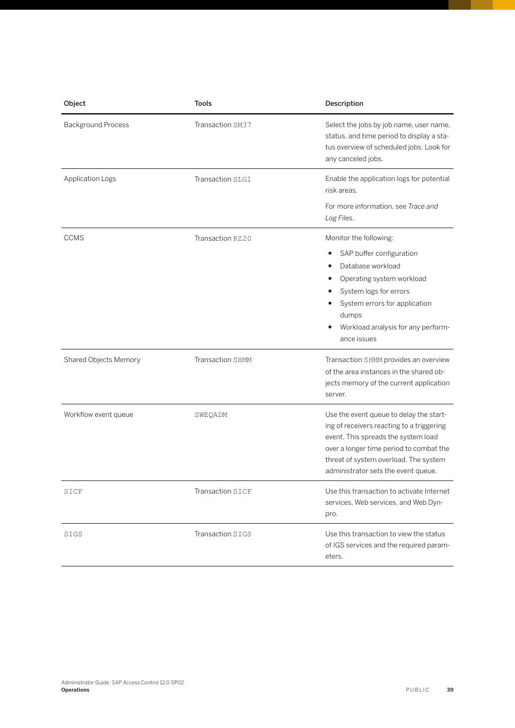| Object | Tools | Description |
| --- | --- | --- |
| Background Process | Transaction `SM37` | Select the jobs by job name, user name, status, and time period to display a status overview of scheduled jobs. Look for any canceled jobs. |
| Application Logs | Transaction `SLG1` | Enable the application logs for potential risk areas.<br><br>For more information, see *Trace and Log Files*. |
| CCMS | Transaction `RZ20` | Monitor the following:<br>• SAP buffer configuration<br>• Database workload<br>• Operating system workload<br>• System logs for errors<br>• System errors for application dumps<br>• Workload analysis for any performance issues |
| Shared Objects Memory | Transaction `SHMM` | Transaction `SHMM` provides an overview of the area instances in the shared objects memory of the current application server. |
| Workflow event queue | `SWEQADM` | Use the event queue to delay the starting of receivers reacting to a triggering event. This spreads the system load over a longer time period to combat the threat of system overload. The system administrator sets the event queue. |
| `SICF` | Transaction `SICF` | Use this transaction to activate Internet services, Web services, and Web Dynpro. |
| `SIGS` | Transaction `SIGS` | Use this transaction to view the status of IGS services and the required parameters. |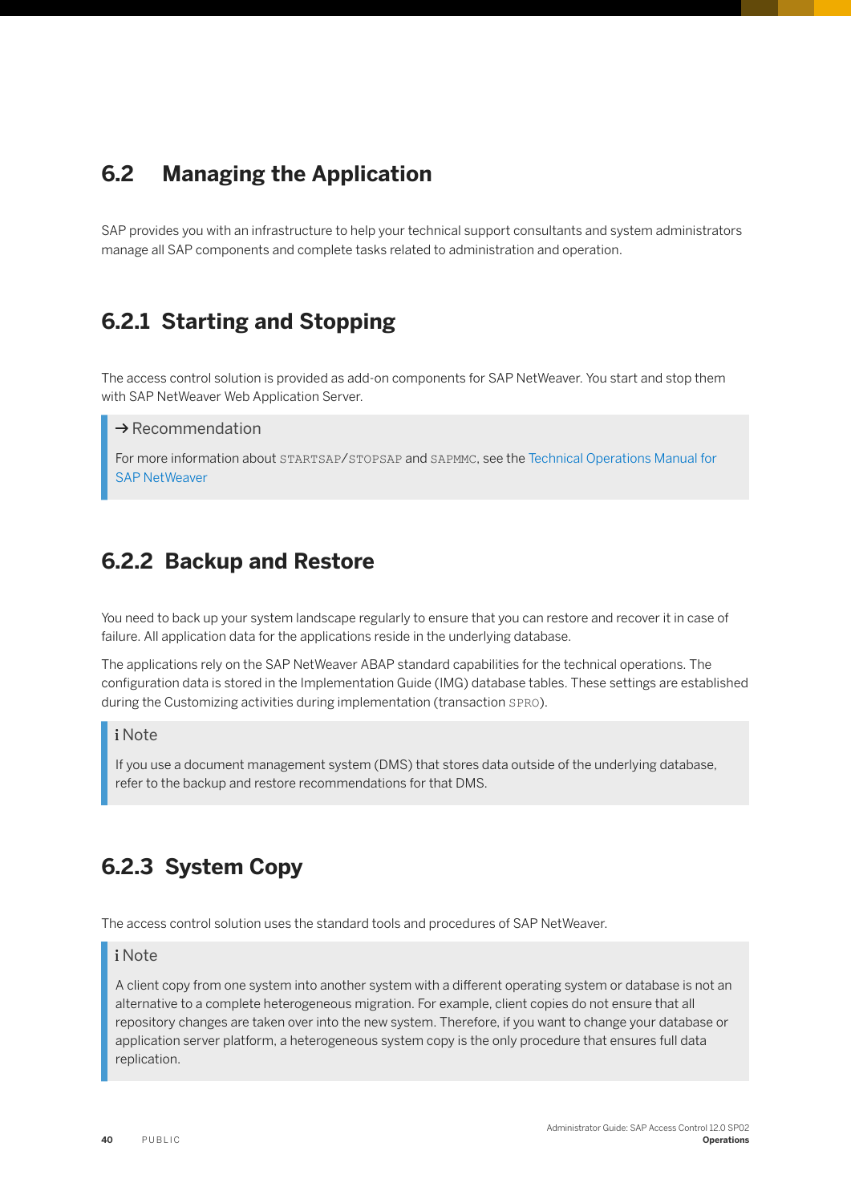## 6.2 Managing the Application

SAP provides you with an infrastructure to help your technical support consultants and system administrators manage all SAP components and complete tasks related to administration and operation.

### 6.2.1 Starting and Stopping

The access control solution is provided as add-on components for SAP NetWeaver. You start and stop them with SAP NetWeaver Web Application Server.

> → Recommendation
>
> For more information about `STARTSAP`/`STOPSAP` and `SAPMMC`, see the Technical Operations Manual for SAP NetWeaver

### 6.2.2 Backup and Restore

You need to back up your system landscape regularly to ensure that you can restore and recover it in case of failure. All application data for the applications reside in the underlying database.

The applications rely on the SAP NetWeaver ABAP standard capabilities for the technical operations. The configuration data is stored in the Implementation Guide (IMG) database tables. These settings are established during the Customizing activities during implementation (transaction `SPRO`).

> i Note
>
> If you use a document management system (DMS) that stores data outside of the underlying database, refer to the backup and restore recommendations for that DMS.

### 6.2.3 System Copy

The access control solution uses the standard tools and procedures of SAP NetWeaver.

> i Note
>
> A client copy from one system into another system with a different operating system or database is not an alternative to a complete heterogeneous migration. For example, client copies do not ensure that all repository changes are taken over into the new system. Therefore, if you want to change your database or application server platform, a heterogeneous system copy is the only procedure that ensures full data replication.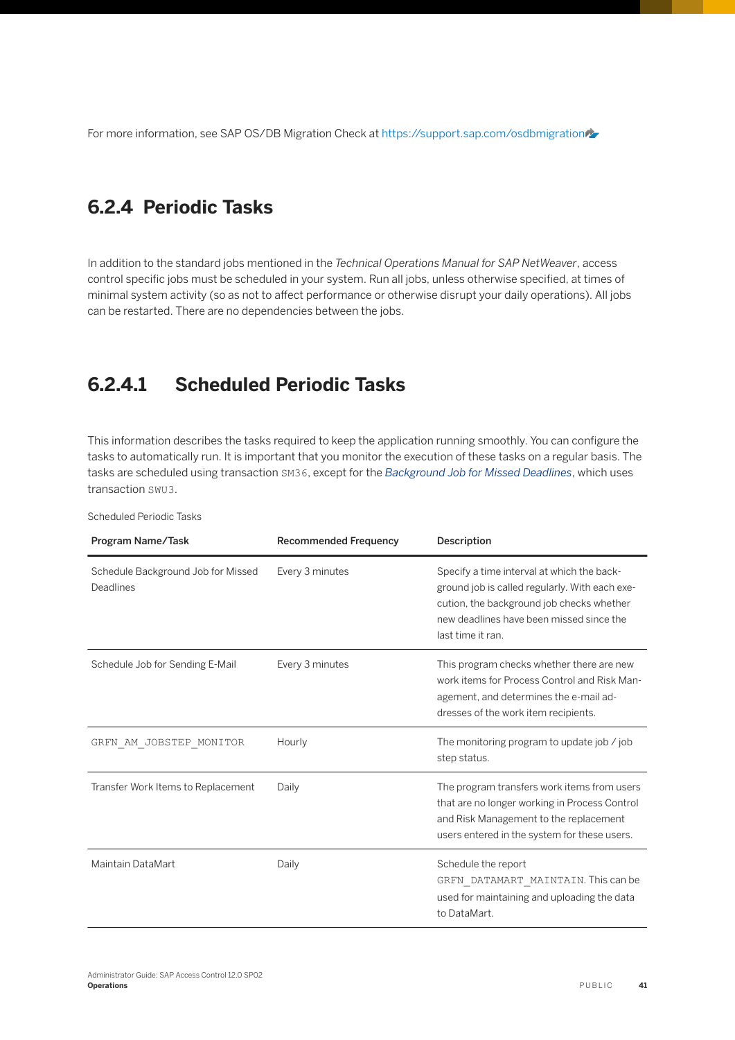For more information, see SAP OS/DB Migration Check at https://support.sap.com/osdbmigration

## 6.2.4 Periodic Tasks

In addition to the standard jobs mentioned in the *Technical Operations Manual for SAP NetWeaver*, access control specific jobs must be scheduled in your system. Run all jobs, unless otherwise specified, at times of minimal system activity (so as not to affect performance or otherwise disrupt your daily operations). All jobs can be restarted. There are no dependencies between the jobs.

### 6.2.4.1 Scheduled Periodic Tasks

This information describes the tasks required to keep the application running smoothly. You can configure the tasks to automatically run. It is important that you monitor the execution of these tasks on a regular basis. The tasks are scheduled using transaction `SM36`, except for the *Background Job for Missed Deadlines*, which uses transaction `SWU3`.

Scheduled Periodic Tasks

| Program Name/Task | Recommended Frequency | Description |
| --- | --- | --- |
| Schedule Background Job for Missed Deadlines | Every 3 minutes | Specify a time interval at which the background job is called regularly. With each execution, the background job checks whether new deadlines have been missed since the last time it ran. |
| Schedule Job for Sending E-Mail | Every 3 minutes | This program checks whether there are new work items for Process Control and Risk Management, and determines the e-mail addresses of the work item recipients. |
| `GRFN_AM_JOBSTEP_MONITOR` | Hourly | The monitoring program to update job / job step status. |
| Transfer Work Items to Replacement | Daily | The program transfers work items from users that are no longer working in Process Control and Risk Management to the replacement users entered in the system for these users. |
| Maintain DataMart | Daily | Schedule the report `GRFN_DATAMART_MAINTAIN`. This can be used for maintaining and uploading the data to DataMart. |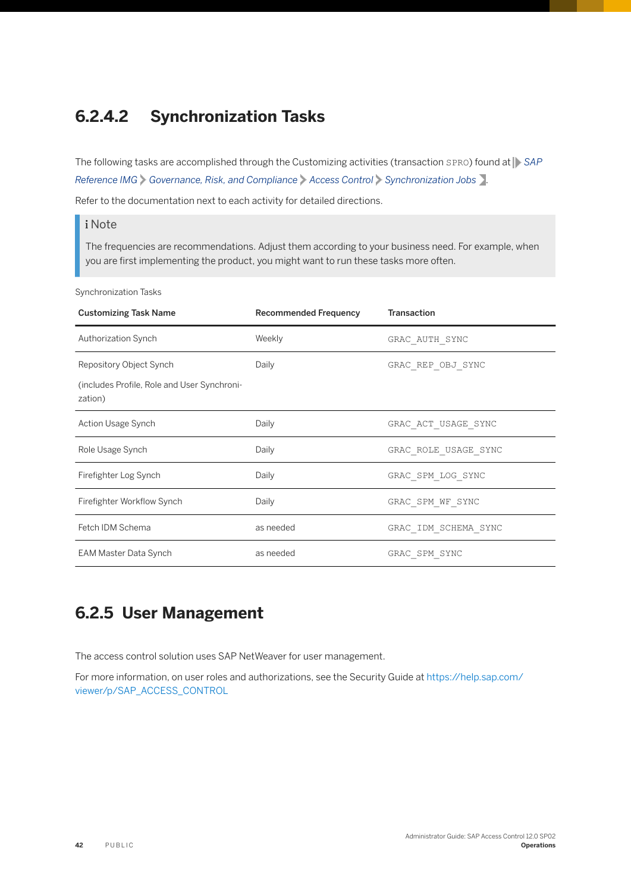### 6.2.4.2 Synchronization Tasks

The following tasks are accomplished through the Customizing activities (transaction `SPRO`) found at *SAP Reference IMG* > *Governance, Risk, and Compliance* > *Access Control* > *Synchronization Jobs*.

Refer to the documentation next to each activity for detailed directions.

> **Note**
>
> The frequencies are recommendations. Adjust them according to your business need. For example, when you are first implementing the product, you might want to run these tasks more often.

Synchronization Tasks

| Customizing Task Name | Recommended Frequency | Transaction |
|---|---|---|
| Authorization Synch | Weekly | `GRAC_AUTH_SYNC` |
| Repository Object Synch<br><br>(includes Profile, Role and User Synchronization) | Daily | `GRAC_REP_OBJ_SYNC` |
| Action Usage Synch | Daily | `GRAC_ACT_USAGE_SYNC` |
| Role Usage Synch | Daily | `GRAC_ROLE_USAGE_SYNC` |
| Firefighter Log Synch | Daily | `GRAC_SPM_LOG_SYNC` |
| Firefighter Workflow Synch | Daily | `GRAC_SPM_WF_SYNC` |
| Fetch IDM Schema | as needed | `GRAC_IDM_SCHEMA_SYNC` |
| EAM Master Data Synch | as needed | `GRAC_SPM_SYNC` |

## 6.2.5 User Management

The access control solution uses SAP NetWeaver for user management.

For more information, on user roles and authorizations, see the Security Guide at https://help.sap.com/viewer/p/SAP_ACCESS_CONTROL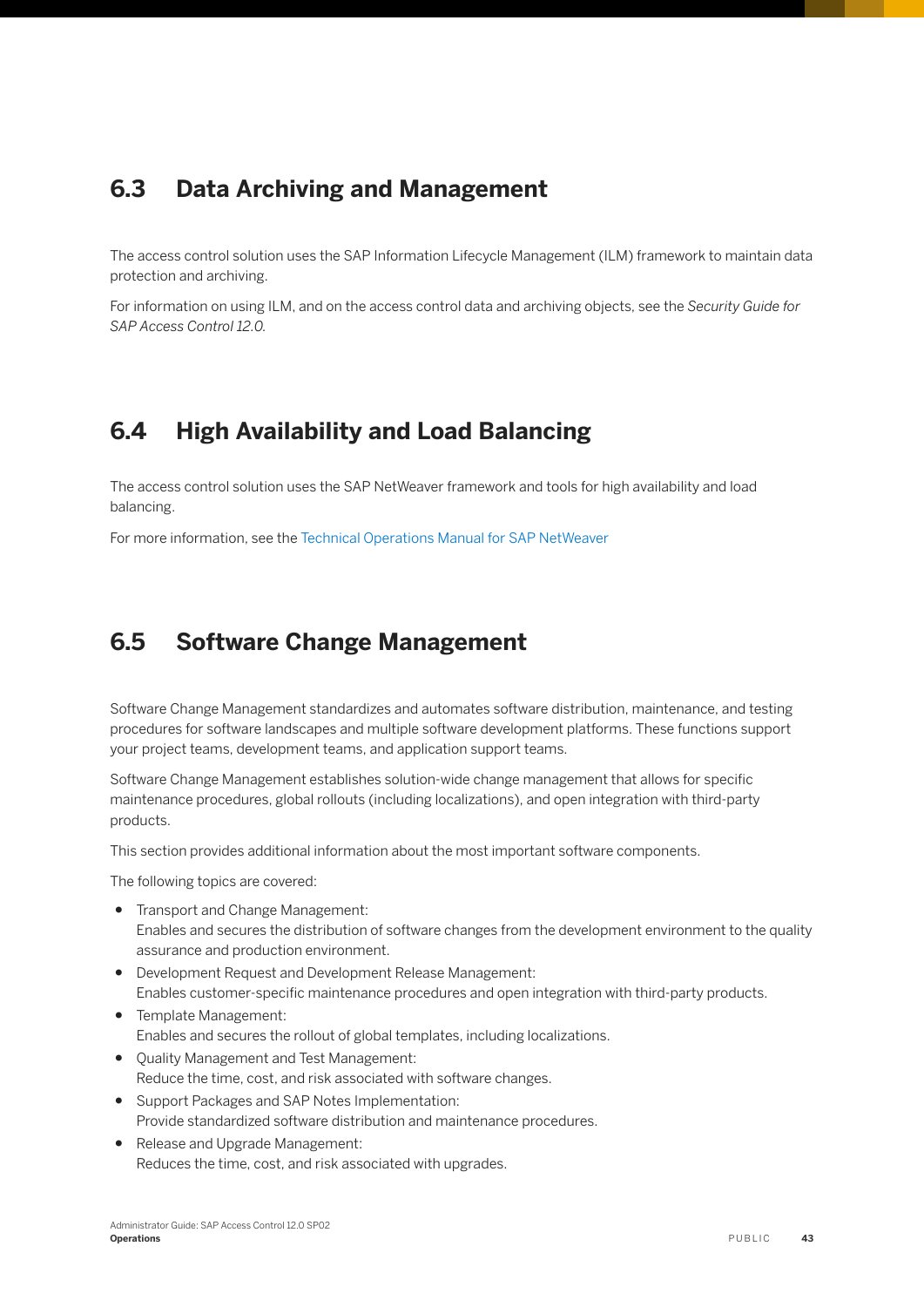## 6.3 Data Archiving and Management

The access control solution uses the SAP Information Lifecycle Management (ILM) framework to maintain data protection and archiving.

For information on using ILM, and on the access control data and archiving objects, see the *Security Guide for SAP Access Control 12.0.*

## 6.4 High Availability and Load Balancing

The access control solution uses the SAP NetWeaver framework and tools for high availability and load balancing.

For more information, see the Technical Operations Manual for SAP NetWeaver

## 6.5 Software Change Management

Software Change Management standardizes and automates software distribution, maintenance, and testing procedures for software landscapes and multiple software development platforms. These functions support your project teams, development teams, and application support teams.

Software Change Management establishes solution-wide change management that allows for specific maintenance procedures, global rollouts (including localizations), and open integration with third-party products.

This section provides additional information about the most important software components.

The following topics are covered:

- Transport and Change Management:
  Enables and secures the distribution of software changes from the development environment to the quality assurance and production environment.
- Development Request and Development Release Management:
  Enables customer-specific maintenance procedures and open integration with third-party products.
- Template Management:
  Enables and secures the rollout of global templates, including localizations.
- Quality Management and Test Management:
  Reduce the time, cost, and risk associated with software changes.
- Support Packages and SAP Notes Implementation:
  Provide standardized software distribution and maintenance procedures.
- Release and Upgrade Management:
  Reduces the time, cost, and risk associated with upgrades.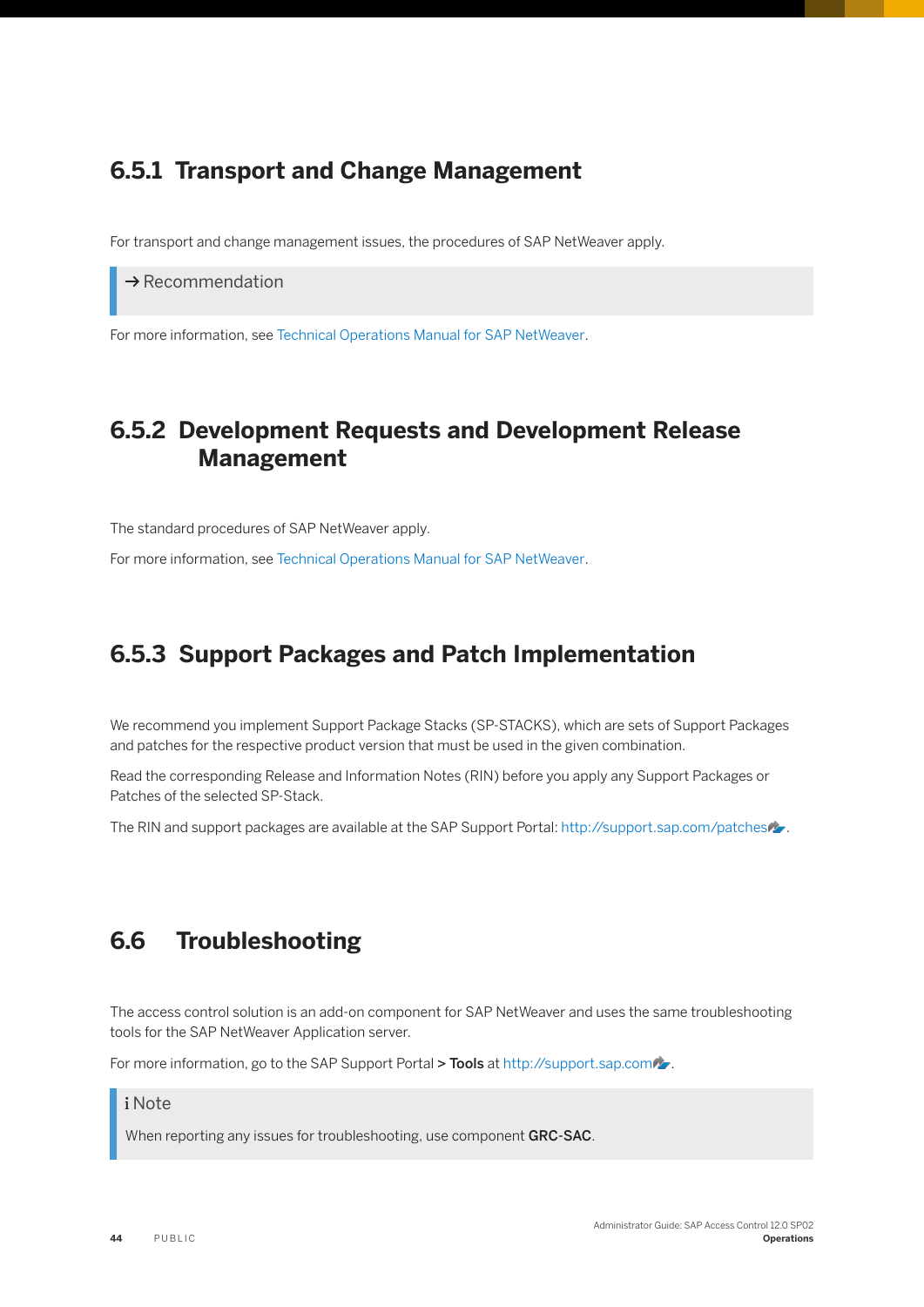### 6.5.1 Transport and Change Management

For transport and change management issues, the procedures of SAP NetWeaver apply.

> → Recommendation

For more information, see Technical Operations Manual for SAP NetWeaver.

### 6.5.2 Development Requests and Development Release Management

The standard procedures of SAP NetWeaver apply.

For more information, see Technical Operations Manual for SAP NetWeaver.

### 6.5.3 Support Packages and Patch Implementation

We recommend you implement Support Package Stacks (SP-STACKS), which are sets of Support Packages and patches for the respective product version that must be used in the given combination.

Read the corresponding Release and Information Notes (RIN) before you apply any Support Packages or Patches of the selected SP-Stack.

The RIN and support packages are available at the SAP Support Portal: http://support.sap.com/patches.

## 6.6 Troubleshooting

The access control solution is an add-on component for SAP NetWeaver and uses the same troubleshooting tools for the SAP NetWeaver Application server.

For more information, go to the SAP Support Portal > **Tools** at http://support.sap.com.

> **i Note**
>
> When reporting any issues for troubleshooting, use component **GRC-SAC**.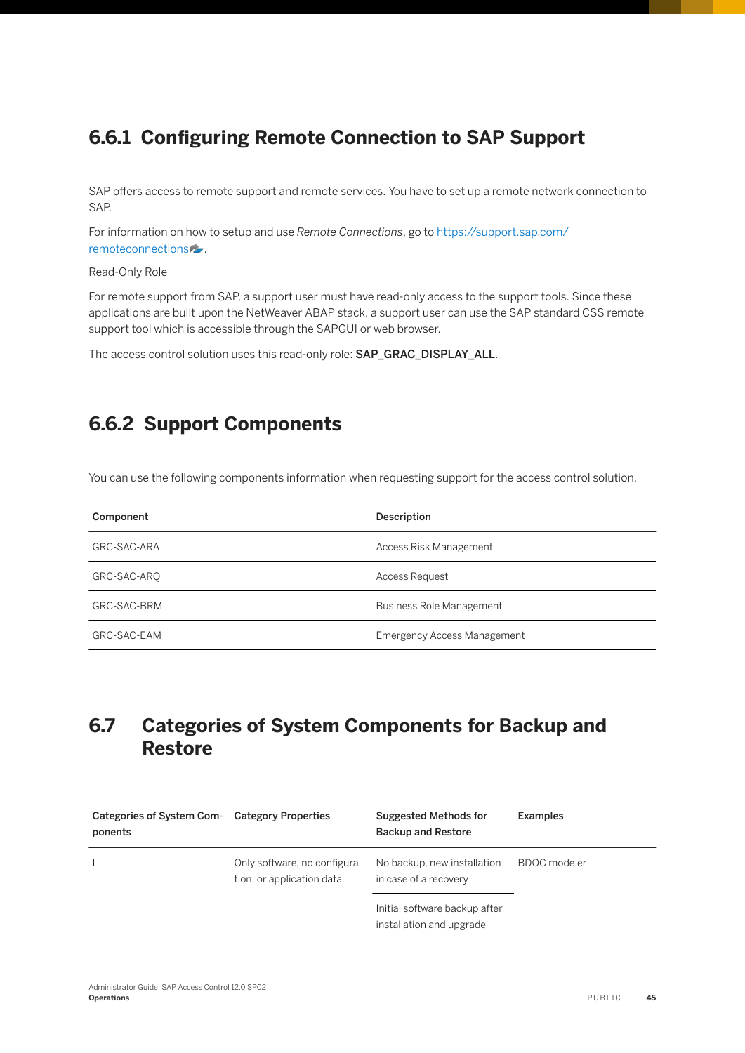### 6.6.1 Configuring Remote Connection to SAP Support

SAP offers access to remote support and remote services. You have to set up a remote network connection to SAP.

For information on how to setup and use *Remote Connections*, go to https://support.sap.com/remoteconnections.

Read-Only Role

For remote support from SAP, a support user must have read-only access to the support tools. Since these applications are built upon the NetWeaver ABAP stack, a support user can use the SAP standard CSS remote support tool which is accessible through the SAPGUI or web browser.

The access control solution uses this read-only role: **SAP_GRAC_DISPLAY_ALL**.

### 6.6.2 Support Components

You can use the following components information when requesting support for the access control solution.

| Component | Description |
| --- | --- |
| GRC-SAC-ARA | Access Risk Management |
| GRC-SAC-ARQ | Access Request |
| GRC-SAC-BRM | Business Role Management |
| GRC-SAC-EAM | Emergency Access Management |

## 6.7 Categories of System Components for Backup and Restore

| Categories of System Components | Category Properties | Suggested Methods for Backup and Restore | Examples |
| --- | --- | --- | --- |
| I | Only software, no configuration, or application data | No backup, new installation in case of a recovery | BDOC modeler |
| | | Initial software backup after installation and upgrade | |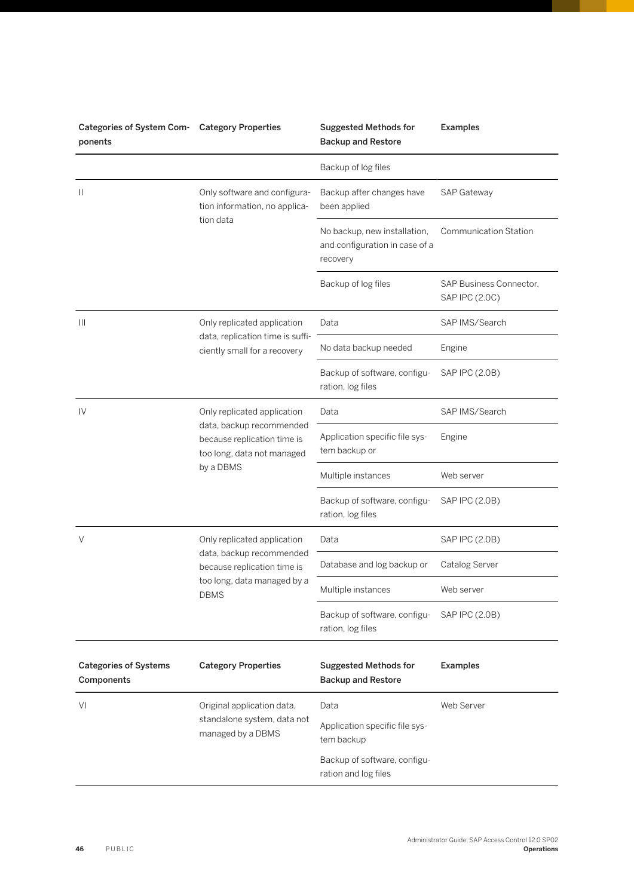| Categories of System Components | Category Properties | Suggested Methods for Backup and Restore | Examples |
|---|---|---|---|
| | | Backup of log files | |
| II | Only software and configuration information, no application data | Backup after changes have been applied | SAP Gateway |
| | | No backup, new installation, and configuration in case of a recovery | Communication Station |
| | | Backup of log files | SAP Business Connector, SAP IPC (2.0C) |
| III | Only replicated application data, replication time is sufficiently small for a recovery | Data | SAP IMS/Search |
| | | No data backup needed | Engine |
| | | Backup of software, configuration, log files | SAP IPC (2.0B) |
| IV | Only replicated application data, backup recommended because replication time is too long, data not managed by a DBMS | Data | SAP IMS/Search |
| | | Application specific file system backup or | Engine |
| | | Multiple instances | Web server |
| | | Backup of software, configuration, log files | SAP IPC (2.0B) |
| V | Only replicated application data, backup recommended because replication time is too long, data managed by a DBMS | Data | SAP IPC (2.0B) |
| | | Database and log backup or | Catalog Server |
| | | Multiple instances | Web server |
| | | Backup of software, configuration, log files | SAP IPC (2.0B) |

| Categories of Systems Components | Category Properties | Suggested Methods for Backup and Restore | Examples |
|---|---|---|---|
| VI | Original application data, standalone system, data not managed by a DBMS | Data | Web Server |
| | | Application specific file system backup | |
| | | Backup of software, configuration and log files | |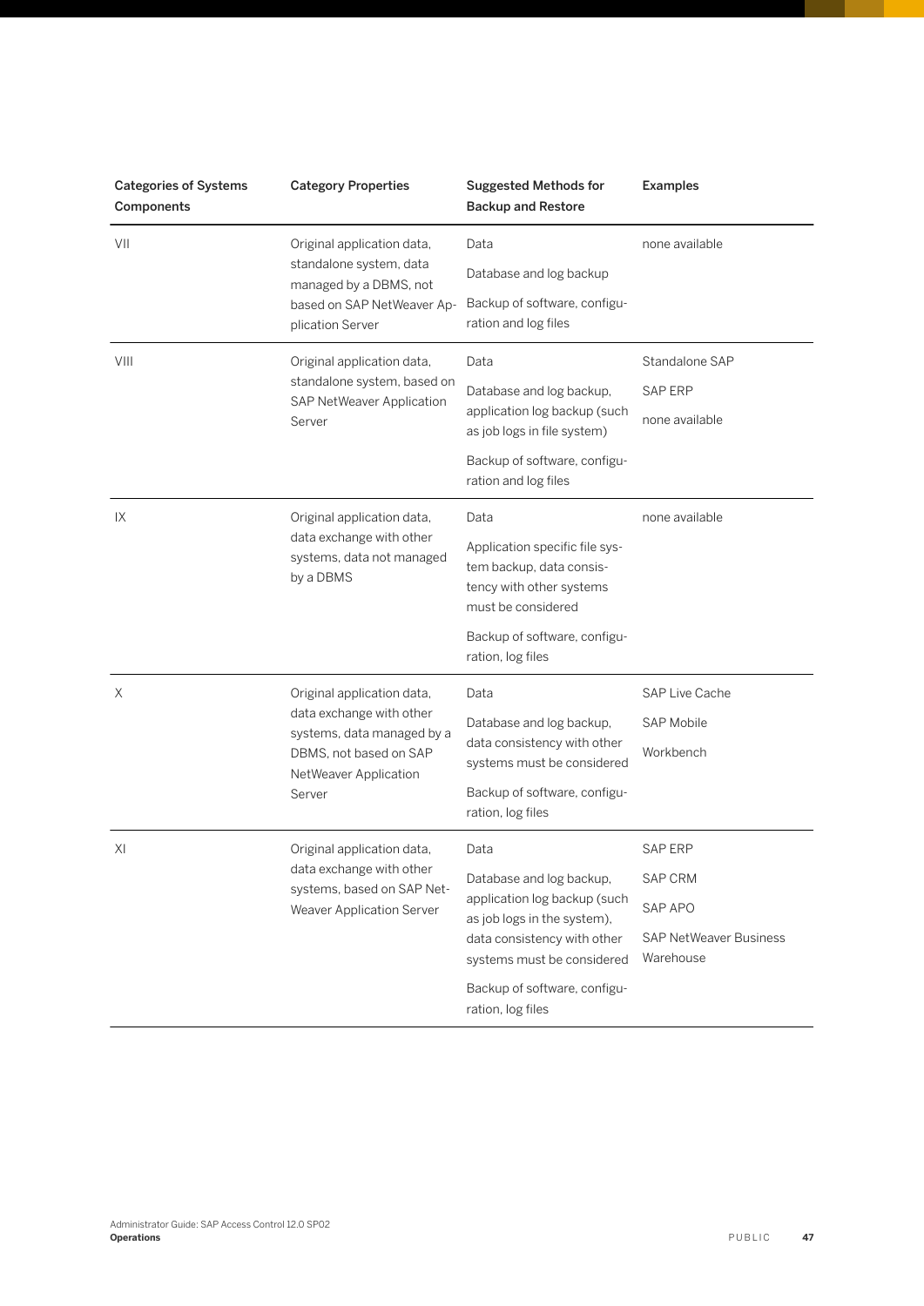| Categories of Systems Components | Category Properties | Suggested Methods for Backup and Restore | Examples |
|---|---|---|---|
| VII | Original application data, standalone system, data managed by a DBMS, not based on SAP NetWeaver Application Server | Data<br><br>Database and log backup<br><br>Backup of software, configuration and log files | none available |
| VIII | Original application data, standalone system, based on SAP NetWeaver Application Server | Data<br><br>Database and log backup, application log backup (such as job logs in file system)<br><br>Backup of software, configuration and log files | Standalone SAP<br><br>SAP ERP<br><br>none available |
| IX | Original application data, data exchange with other systems, data not managed by a DBMS | Data<br><br>Application specific file system backup, data consistency with other systems must be considered<br><br>Backup of software, configuration, log files | none available |
| X | Original application data, data exchange with other systems, data managed by a DBMS, not based on SAP NetWeaver Application Server | Data<br><br>Database and log backup, data consistency with other systems must be considered<br><br>Backup of software, configuration, log files | SAP Live Cache<br><br>SAP Mobile<br><br>Workbench |
| XI | Original application data, data exchange with other systems, based on SAP NetWeaver Application Server | Data<br><br>Database and log backup, application log backup (such as job logs in the system), data consistency with other systems must be considered<br><br>Backup of software, configuration, log files | SAP ERP<br><br>SAP CRM<br><br>SAP APO<br><br>SAP NetWeaver Business Warehouse |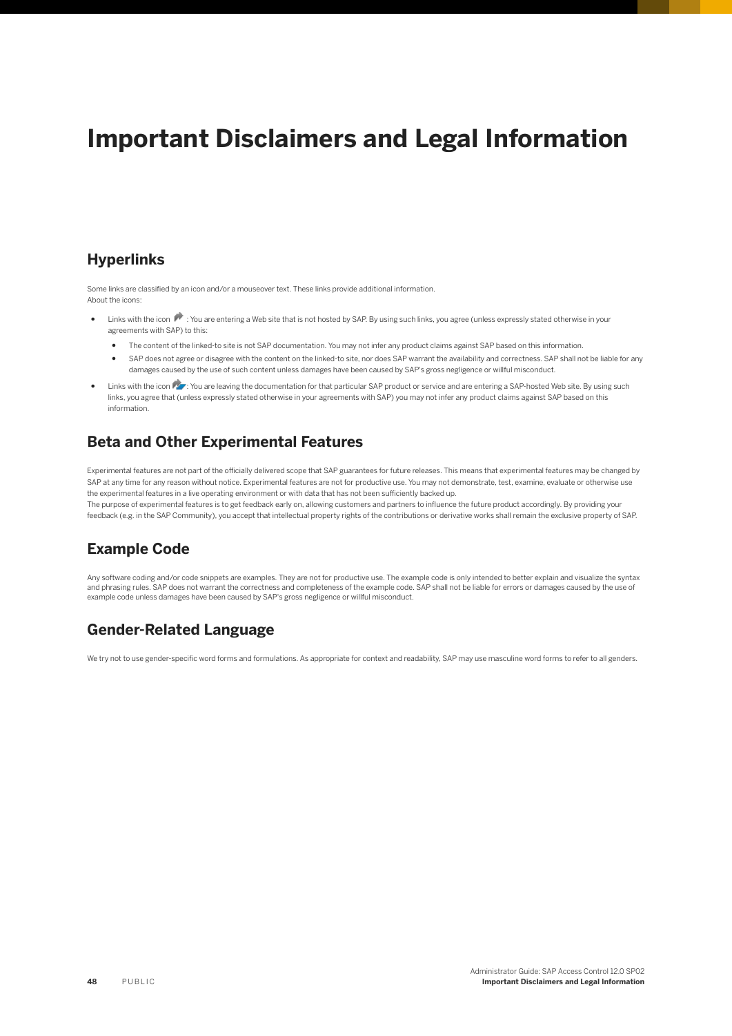# Important Disclaimers and Legal Information

## Hyperlinks

Some links are classified by an icon and/or a mouseover text. These links provide additional information.
About the icons:

- Links with the icon : You are entering a Web site that is not hosted by SAP. By using such links, you agree (unless expressly stated otherwise in your agreements with SAP) to this:
  - The content of the linked-to site is not SAP documentation. You may not infer any product claims against SAP based on this information.
  - SAP does not agree or disagree with the content on the linked-to site, nor does SAP warrant the availability and correctness. SAP shall not be liable for any damages caused by the use of such content unless damages have been caused by SAP's gross negligence or willful misconduct.
- Links with the icon : You are leaving the documentation for that particular SAP product or service and are entering a SAP-hosted Web site. By using such links, you agree that (unless expressly stated otherwise in your agreements with SAP) you may not infer any product claims against SAP based on this information.

## Beta and Other Experimental Features

Experimental features are not part of the officially delivered scope that SAP guarantees for future releases. This means that experimental features may be changed by SAP at any time for any reason without notice. Experimental features are not for productive use. You may not demonstrate, test, examine, evaluate or otherwise use the experimental features in a live operating environment or with data that has not been sufficiently backed up.
The purpose of experimental features is to get feedback early on, allowing customers and partners to influence the future product accordingly. By providing your feedback (e.g. in the SAP Community), you accept that intellectual property rights of the contributions or derivative works shall remain the exclusive property of SAP.

## Example Code

Any software coding and/or code snippets are examples. They are not for productive use. The example code is only intended to better explain and visualize the syntax and phrasing rules. SAP does not warrant the correctness and completeness of the example code. SAP shall not be liable for errors or damages caused by the use of example code unless damages have been caused by SAP's gross negligence or willful misconduct.

## Gender-Related Language

We try not to use gender-specific word forms and formulations. As appropriate for context and readability, SAP may use masculine word forms to refer to all genders.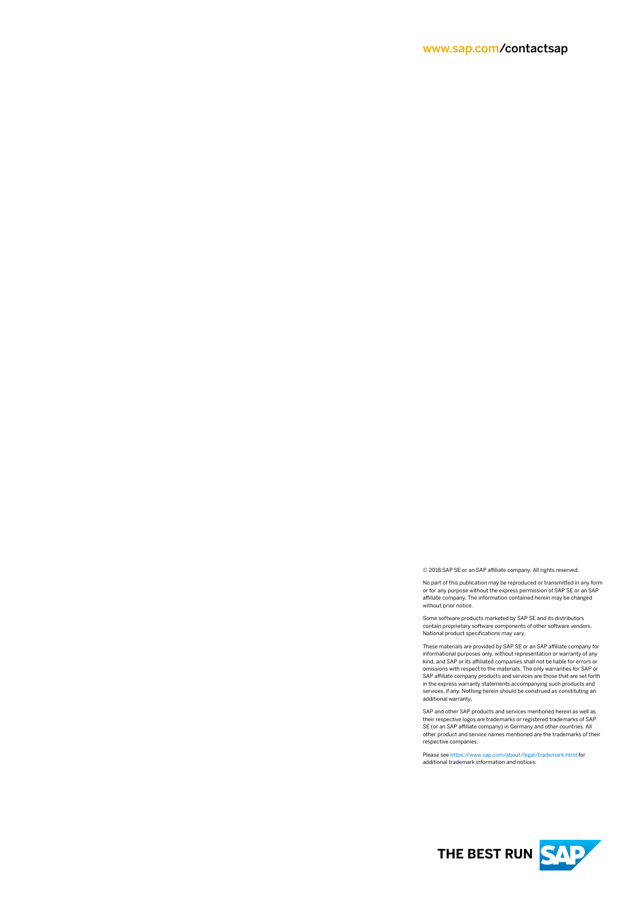www.sap.com/contactsap

© 2018 SAP SE or an SAP affiliate company. All rights reserved.

No part of this publication may be reproduced or transmitted in any form or for any purpose without the express permission of SAP SE or an SAP affiliate company. The information contained herein may be changed without prior notice.

Some software products marketed by SAP SE and its distributors contain proprietary software components of other software vendors. National product specifications may vary.

These materials are provided by SAP SE or an SAP affiliate company for informational purposes only, without representation or warranty of any kind, and SAP or its affiliated companies shall not be liable for errors or omissions with respect to the materials. The only warranties for SAP or SAP affiliate company products and services are those that are set forth in the express warranty statements accompanying such products and services, if any. Nothing herein should be construed as constituting an additional warranty.

SAP and other SAP products and services mentioned herein as well as their respective logos are trademarks or registered trademarks of SAP SE (or an SAP affiliate company) in Germany and other countries. All other product and service names mentioned are the trademarks of their respective companies.

Please see https://www.sap.com/about/legal/trademark.html for additional trademark information and notices.

THE BEST RUN SAP